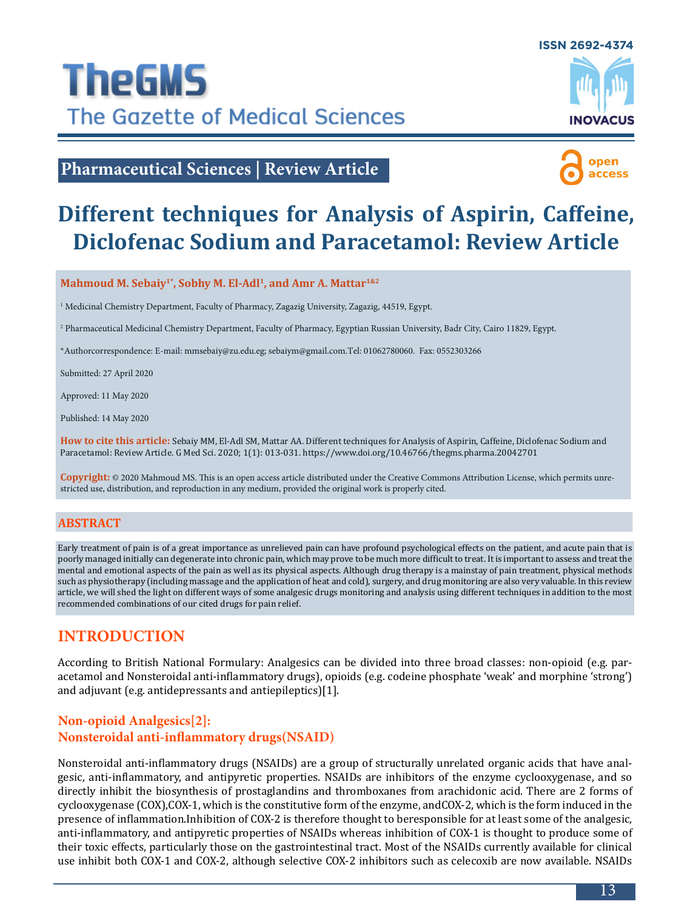ISSN 2692-4374

TheGMS
The Gazette of Medical Sciences

Pharmaceutical Sciences | Review Article

open access

# Different techniques for Analysis of Aspirin, Caffeine, Diclofenac Sodium and Paracetamol: Review Article

**Mahmoud M. Sebaiy[1*], Sobhy M. El-Adl[1], and Amr A. Mattar[1&2]**

[1] Medicinal Chemistry Department, Faculty of Pharmacy, Zagazig University, Zagazig, 44519, Egypt.

[2] Pharmaceutical Medicinal Chemistry Department, Faculty of Pharmacy, Egyptian Russian University, Badr City, Cairo 11829, Egypt.

*Authorcorrespondence: E-mail: mmsebaiy@zu.edu.eg; sebaiym@gmail.com.Tel: 01062780060. Fax: 0552303266

Submitted: 27 April 2020

Approved: 11 May 2020

Published: 14 May 2020

**How to cite this article:** Sebaiy MM, El-Adl SM, Mattar AA. Different techniques for Analysis of Aspirin, Caffeine, Diclofenac Sodium and Paracetamol: Review Article. G Med Sci. 2020; 1(1): 013-031. https://www.doi.org/10.46766/thegms.pharma.20042701

**Copyright:** © 2020 Mahmoud MS. This is an open access article distributed under the Creative Commons Attribution License, which permits unrestricted use, distribution, and reproduction in any medium, provided the original work is properly cited.

## ABSTRACT

Early treatment of pain is of a great importance as unrelieved pain can have profound psychological effects on the patient, and acute pain that is poorly managed initially can degenerate into chronic pain, which may prove to be much more difficult to treat. It is important to assess and treat the mental and emotional aspects of the pain as well as its physical aspects. Although drug therapy is a mainstay of pain treatment, physical methods such as physiotherapy (including massage and the application of heat and cold), surgery, and drug monitoring are also very valuable. In this review article, we will shed the light on different ways of some analgesic drugs monitoring and analysis using different techniques in addition to the most recommended combinations of our cited drugs for pain relief.

## INTRODUCTION

According to British National Formulary: Analgesics can be divided into three broad classes: non-opioid (e.g. paracetamol and Nonsteroidal anti-inflammatory drugs), opioids (e.g. codeine phosphate 'weak' and morphine 'strong') and adjuvant (e.g. antidepressants and antiepileptics)[1].

### Non-opioid Analgesics[2]:
### Nonsteroidal anti-inflammatory drugs(NSAID)

Nonsteroidal anti-inflammatory drugs (NSAIDs) are a group of structurally unrelated organic acids that have analgesic, anti-inflammatory, and antipyretic properties. NSAIDs are inhibitors of the enzyme cyclooxygenase, and so directly inhibit the biosynthesis of prostaglandins and thromboxanes from arachidonic acid. There are 2 forms of cyclooxygenase (COX),COX-1, which is the constitutive form of the enzyme, andCOX-2, which is the form induced in the presence of inflammation.Inhibition of COX-2 is therefore thought to beresponsible for at least some of the analgesic, anti-inflammatory, and antipyretic properties of NSAIDs whereas inhibition of COX-1 is thought to produce some of their toxic effects, particularly those on the gastrointestinal tract. Most of the NSAIDs currently available for clinical use inhibit both COX-1 and COX-2, although selective COX-2 inhibitors such as celecoxib are now available. NSAIDs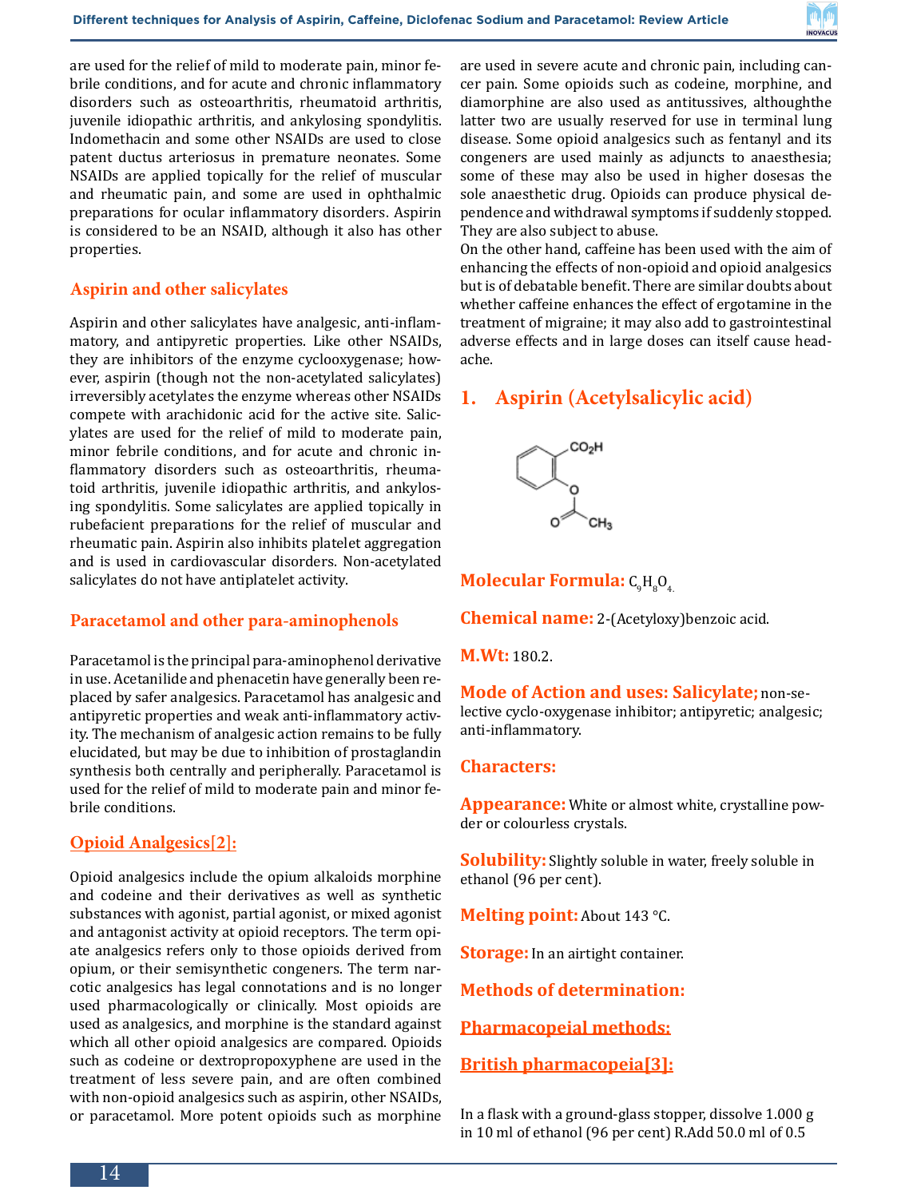are used for the relief of mild to moderate pain, minor febrile conditions, and for acute and chronic inflammatory disorders such as osteoarthritis, rheumatoid arthritis, juvenile idiopathic arthritis, and ankylosing spondylitis. Indomethacin and some other NSAIDs are used to close patent ductus arteriosus in premature neonates. Some NSAIDs are applied topically for the relief of muscular and rheumatic pain, and some are used in ophthalmic preparations for ocular inflammatory disorders. Aspirin is considered to be an NSAID, although it also has other properties.

## Aspirin and other salicylates

Aspirin and other salicylates have analgesic, anti-inflammatory, and antipyretic properties. Like other NSAIDs, they are inhibitors of the enzyme cyclooxygenase; however, aspirin (though not the non-acetylated salicylates) irreversibly acetylates the enzyme whereas other NSAIDs compete with arachidonic acid for the active site. Salicylates are used for the relief of mild to moderate pain, minor febrile conditions, and for acute and chronic inflammatory disorders such as osteoarthritis, rheumatoid arthritis, juvenile idiopathic arthritis, and ankylosing spondylitis. Some salicylates are applied topically in rubefacient preparations for the relief of muscular and rheumatic pain. Aspirin also inhibits platelet aggregation and is used in cardiovascular disorders. Non-acetylated salicylates do not have antiplatelet activity.

## Paracetamol and other para-aminophenols

Paracetamol is the principal para-aminophenol derivative in use. Acetanilide and phenacetin have generally been replaced by safer analgesics. Paracetamol has analgesic and antipyretic properties and weak anti-inflammatory activity. The mechanism of analgesic action remains to be fully elucidated, but may be due to inhibition of prostaglandin synthesis both centrally and peripherally. Paracetamol is used for the relief of mild to moderate pain and minor febrile conditions.

## Opioid Analgesics[2]:

Opioid analgesics include the opium alkaloids morphine and codeine and their derivatives as well as synthetic substances with agonist, partial agonist, or mixed agonist and antagonist activity at opioid receptors. The term opiate analgesics refers only to those opioids derived from opium, or their semisynthetic congeners. The term narcotic analgesics has legal connotations and is no longer used pharmacologically or clinically. Most opioids are used as analgesics, and morphine is the standard against which all other opioid analgesics are compared. Opioids such as codeine or dextropropoxyphene are used in the treatment of less severe pain, and are often combined with non-opioid analgesics such as aspirin, other NSAIDs, or paracetamol. More potent opioids such as morphine are used in severe acute and chronic pain, including cancer pain. Some opioids such as codeine, morphine, and diamorphine are also used as antitussives, althoughthe latter two are usually reserved for use in terminal lung disease. Some opioid analgesics such as fentanyl and its congeners are used mainly as adjuncts to anaesthesia; some of these may also be used in higher dosesas the sole anaesthetic drug. Opioids can produce physical dependence and withdrawal symptoms if suddenly stopped. They are also subject to abuse.

On the other hand, caffeine has been used with the aim of enhancing the effects of non-opioid and opioid analgesics but is of debatable benefit. There are similar doubts about whether caffeine enhances the effect of ergotamine in the treatment of migraine; it may also add to gastrointestinal adverse effects and in large doses can itself cause headache.

# 1. Aspirin (Acetylsalicylic acid)

**Molecular Formula:** $C_9H_8O_4$.

**Chemical name:** 2-(Acetyloxy)benzoic acid.

**M.Wt:** 180.2.

**Mode of Action and uses: Salicylate;** non-selective cyclo-oxygenase inhibitor; antipyretic; analgesic; anti-inflammatory.

**Characters:**

**Appearance:** White or almost white, crystalline powder or colourless crystals.

**Solubility:** Slightly soluble in water, freely soluble in ethanol (96 per cent).

**Melting point:** About 143 °C.

**Storage:** In an airtight container.

### Methods of determination:

### Pharmacopeial methods:

### British pharmacopeia[3]:

In a flask with a ground-glass stopper, dissolve 1.000 g in 10 ml of ethanol (96 per cent) R.Add 50.0 ml of 0.5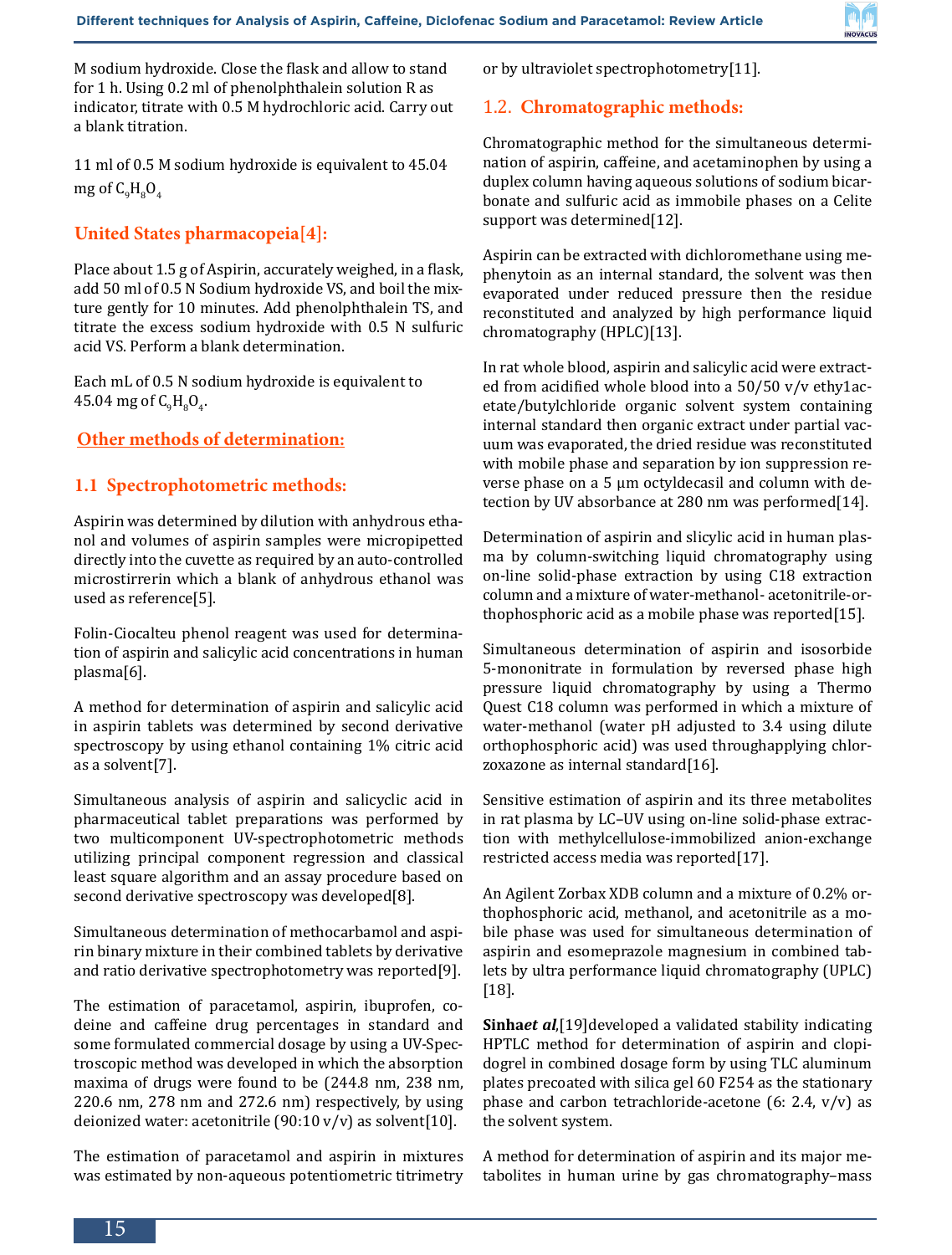M sodium hydroxide. Close the flask and allow to stand for 1 h. Using 0.2 ml of phenolphthalein solution R as indicator, titrate with 0.5 M hydrochloric acid. Carry out a blank titration.

11 ml of 0.5 M sodium hydroxide is equivalent to 45.04 mg of $C_9H_8O_4$

## United States pharmacopeia[4]:

Place about 1.5 g of Aspirin, accurately weighed, in a flask, add 50 ml of 0.5 N Sodium hydroxide VS, and boil the mixture gently for 10 minutes. Add phenolphthalein TS, and titrate the excess sodium hydroxide with 0.5 N sulfuric acid VS. Perform a blank determination.

Each mL of 0.5 N sodium hydroxide is equivalent to 45.04 mg of $C_9H_8O_4$.

## Other methods of determination:

### 1.1 Spectrophotometric methods:

Aspirin was determined by dilution with anhydrous ethanol and volumes of aspirin samples were micropipetted directly into the cuvette as required by an auto-controlled microstirrerin which a blank of anhydrous ethanol was used as reference[5].

Folin-Ciocalteu phenol reagent was used for determination of aspirin and salicylic acid concentrations in human plasma[6].

A method for determination of aspirin and salicylic acid in aspirin tablets was determined by second derivative spectroscopy by using ethanol containing 1% citric acid as a solvent[7].

Simultaneous analysis of aspirin and salicyclic acid in pharmaceutical tablet preparations was performed by two multicomponent UV-spectrophotometric methods utilizing principal component regression and classical least square algorithm and an assay procedure based on second derivative spectroscopy was developed[8].

Simultaneous determination of methocarbamol and aspirin binary mixture in their combined tablets by derivative and ratio derivative spectrophotometry was reported[9].

The estimation of paracetamol, aspirin, ibuprofen, codeine and caffeine drug percentages in standard and some formulated commercial dosage by using a UV-Spectroscopic method was developed in which the absorption maxima of drugs were found to be (244.8 nm, 238 nm, 220.6 nm, 278 nm and 272.6 nm) respectively, by using deionized water: acetonitrile (90:10 v/v) as solvent[10].

The estimation of paracetamol and aspirin in mixtures was estimated by non-aqueous potentiometric titrimetry or by ultraviolet spectrophotometry[11].

### 1.2. Chromatographic methods:

Chromatographic method for the simultaneous determination of aspirin, caffeine, and acetaminophen by using a duplex column having aqueous solutions of sodium bicarbonate and sulfuric acid as immobile phases on a Celite support was determined[12].

Aspirin can be extracted with dichloromethane using mephenytoin as an internal standard, the solvent was then evaporated under reduced pressure then the residue reconstituted and analyzed by high performance liquid chromatography (HPLC)[13].

In rat whole blood, aspirin and salicylic acid were extracted from acidified whole blood into a 50/50 v/v ethy1acetate/butylchloride organic solvent system containing internal standard then organic extract under partial vacuum was evaporated, the dried residue was reconstituted with mobile phase and separation by ion suppression reverse phase on a 5 µm octyldecasil and column with detection by UV absorbance at 280 nm was performed[14].

Determination of aspirin and slicylic acid in human plasma by column-switching liquid chromatography using on-line solid-phase extraction by using C18 extraction column and a mixture of water-methanol- acetonitrile-orthophosphoric acid as a mobile phase was reported[15].

Simultaneous determination of aspirin and isosorbide 5-mononitrate in formulation by reversed phase high pressure liquid chromatography by using a Thermo Quest C18 column was performed in which a mixture of water-methanol (water pH adjusted to 3.4 using dilute orthophosphoric acid) was used throughapplying chlorzoxazone as internal standard[16].

Sensitive estimation of aspirin and its three metabolites in rat plasma by LC–UV using on-line solid-phase extraction with methylcellulose-immobilized anion-exchange restricted access media was reported[17].

An Agilent Zorbax XDB column and a mixture of 0.2% orthophosphoric acid, methanol, and acetonitrile as a mobile phase was used for simultaneous determination of aspirin and esomeprazole magnesium in combined tablets by ultra performance liquid chromatography (UPLC) [18].

**Sinha*et al***,[19]developed a validated stability indicating HPTLC method for determination of aspirin and clopidogrel in combined dosage form by using TLC aluminum plates precoated with silica gel 60 F254 as the stationary phase and carbon tetrachloride-acetone (6: 2.4, v/v) as the solvent system.

A method for determination of aspirin and its major metabolites in human urine by gas chromatography–mass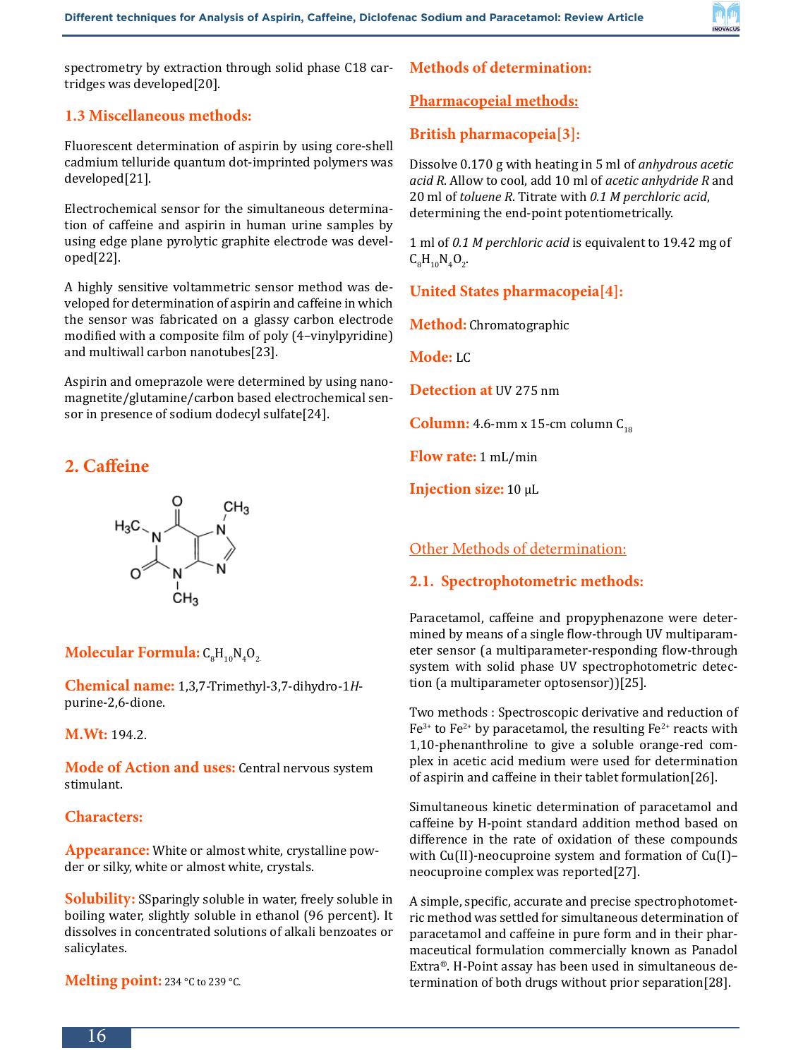spectrometry by extraction through solid phase C18 cartridges was developed[20].

### 1.3 Miscellaneous methods:

Fluorescent determination of aspirin by using core-shell cadmium telluride quantum dot-imprinted polymers was developed[21].

Electrochemical sensor for the simultaneous determination of caffeine and aspirin in human urine samples by using edge plane pyrolytic graphite electrode was developed[22].

A highly sensitive voltammetric sensor method was developed for determination of aspirin and caffeine in which the sensor was fabricated on a glassy carbon electrode modified with a composite film of poly (4–vinylpyridine) and multiwall carbon nanotubes[23].

Aspirin and omeprazole were determined by using nanomagnetite/glutamine/carbon based electrochemical sensor in presence of sodium dodecyl sulfate[24].

## 2. Caffeine

**Molecular Formula:** $C_8H_{10}N_4O_2$

**Chemical name:** 1,3,7-Trimethyl-3,7-dihydro-1*H*-purine-2,6-dione.

**M.Wt:** 194.2.

**Mode of Action and uses:** Central nervous system stimulant.

**Characters:**

**Appearance:** White or almost white, crystalline powder or silky, white or almost white, crystals.

**Solubility:** SSparingly soluble in water, freely soluble in boiling water, slightly soluble in ethanol (96 percent). It dissolves in concentrated solutions of alkali benzoates or salicylates.

**Melting point:** 234 °C to 239 °C.

### Methods of determination:

#### Pharmacopeial methods:

#### British pharmacopeia[3]:

Dissolve 0.170 g with heating in 5 ml of *anhydrous acetic acid R*. Allow to cool, add 10 ml of *acetic anhydride R* and 20 ml of *toluene R*. Titrate with *0.1 M perchloric acid*, determining the end-point potentiometrically.

1 ml of *0.1 M perchloric acid* is equivalent to 19.42 mg of $C_8H_{10}N_4O_2$.

#### United States pharmacopeia[4]:

**Method:** Chromatographic

**Mode:** LC

**Detection at** UV 275 nm

**Column:** 4.6-mm x 15-cm column $C_{18}$

**Flow rate:** 1 mL/min

**Injection size:** 10 µL

#### Other Methods of determination:

### 2.1. Spectrophotometric methods:

Paracetamol, caffeine and propyphenazone were determined by means of a single flow-through UV multiparameter sensor (a multiparameter-responding flow-through system with solid phase UV spectrophotometric detection (a multiparameter optosensor))[25].

Two methods : Spectroscopic derivative and reduction of $Fe^{3+}$ to $Fe^{2+}$ by paracetamol, the resulting $Fe^{2+}$ reacts with 1,10-phenanthroline to give a soluble orange-red complex in acetic acid medium were used for determination of aspirin and caffeine in their tablet formulation[26].

Simultaneous kinetic determination of paracetamol and caffeine by H-point standard addition method based on difference in the rate of oxidation of these compounds with Cu(II)-neocuproine system and formation of Cu(I)–neocuproine complex was reported[27].

A simple, specific, accurate and precise spectrophotometric method was settled for simultaneous determination of paracetamol and caffeine in pure form and in their pharmaceutical formulation commercially known as Panadol Extra®. H-Point assay has been used in simultaneous determination of both drugs without prior separation[28].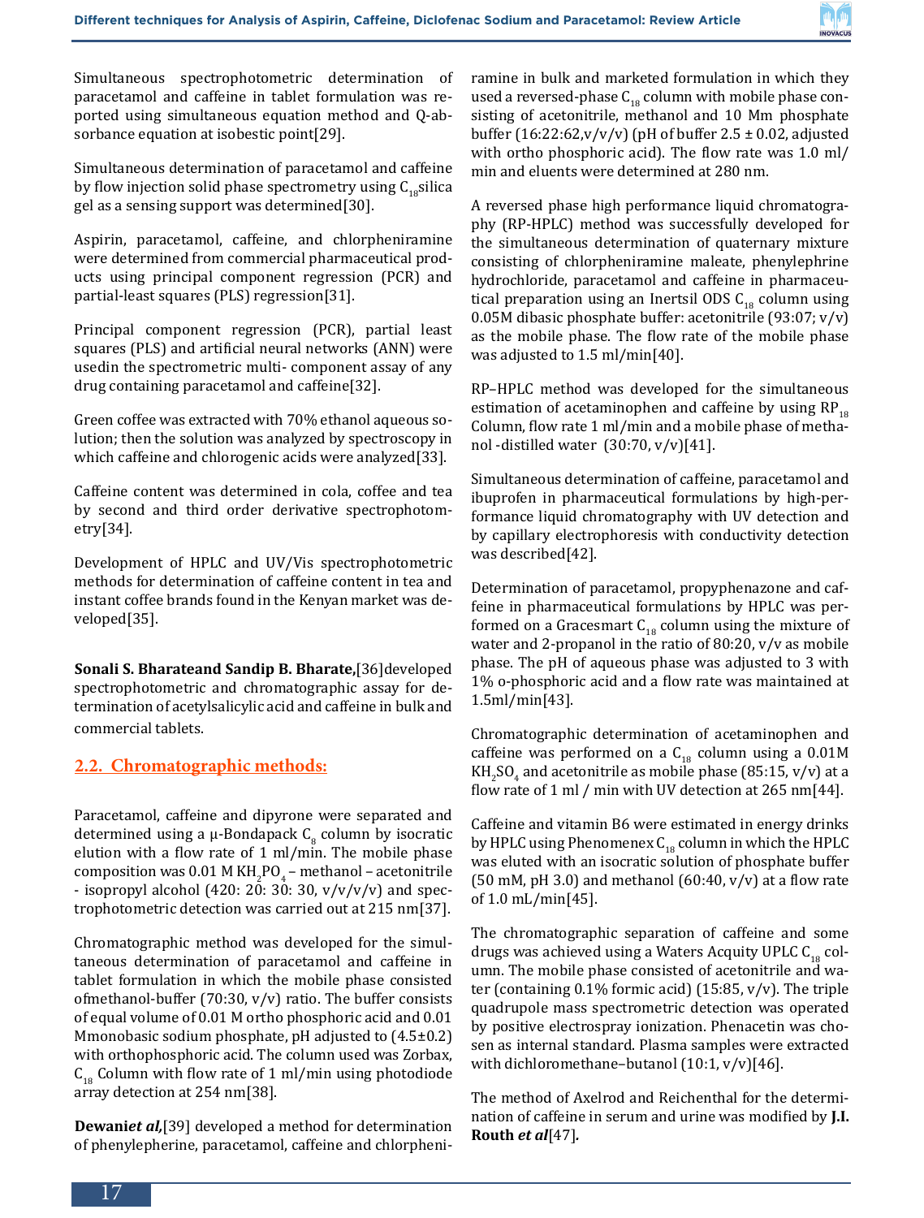Simultaneous spectrophotometric determination of paracetamol and caffeine in tablet formulation was reported using simultaneous equation method and Q-absorbance equation at isobestic point[29].

Simultaneous determination of paracetamol and caffeine by flow injection solid phase spectrometry using $C_{18}$silica gel as a sensing support was determined[30].

Aspirin, paracetamol, caffeine, and chlorpheniramine were determined from commercial pharmaceutical products using principal component regression (PCR) and partial-least squares (PLS) regression[31].

Principal component regression (PCR), partial least squares (PLS) and artificial neural networks (ANN) were usedin the spectrometric multi- component assay of any drug containing paracetamol and caffeine[32].

Green coffee was extracted with 70% ethanol aqueous solution; then the solution was analyzed by spectroscopy in which caffeine and chlorogenic acids were analyzed[33].

Caffeine content was determined in cola, coffee and tea by second and third order derivative spectrophotometry[34].

Development of HPLC and UV/Vis spectrophotometric methods for determination of caffeine content in tea and instant coffee brands found in the Kenyan market was developed[35].

**Sonali S. Bharateand Sandip B. Bharate,**[36]developed spectrophotometric and chromatographic assay for determination of acetylsalicylic acid and caffeine in bulk and commercial tablets.

## 2.2. Chromatographic methods:

Paracetamol, caffeine and dipyrone were separated and determined using a µ-Bondapack $C_8$ column by isocratic elution with a flow rate of 1 ml/min. The mobile phase composition was 0.01 M $KH_2PO_4$ – methanol – acetonitrile - isopropyl alcohol (420: 20: 30: 30, v/v/v/v) and spectrophotometric detection was carried out at 215 nm[37].

Chromatographic method was developed for the simultaneous determination of paracetamol and caffeine in tablet formulation in which the mobile phase consisted ofmethanol-buffer (70:30, v/v) ratio. The buffer consists of equal volume of 0.01 M ortho phosphoric acid and 0.01 Mmonobasic sodium phosphate, pH adjusted to (4.5±0.2) with orthophosphoric acid. The column used was Zorbax, $C_{18}$ Column with flow rate of 1 ml/min using photodiode array detection at 254 nm[38].

**Dewani*et al,*** [39] developed a method for determination of phenylepherine, paracetamol, caffeine and chlorpheniramine in bulk and marketed formulation in which they used a reversed-phase $C_{18}$ column with mobile phase consisting of acetonitrile, methanol and 10 Mm phosphate buffer (16:22:62,v/v/v) (pH of buffer 2.5 ± 0.02, adjusted with ortho phosphoric acid). The flow rate was 1.0 ml/min and eluents were determined at 280 nm.

A reversed phase high performance liquid chromatography (RP-HPLC) method was successfully developed for the simultaneous determination of quaternary mixture consisting of chlorpheniramine maleate, phenylephrine hydrochloride, paracetamol and caffeine in pharmaceutical preparation using an Inertsil ODS $C_{18}$ column using 0.05M dibasic phosphate buffer: acetonitrile (93:07; v/v) as the mobile phase. The flow rate of the mobile phase was adjusted to 1.5 ml/min[40].

RP–HPLC method was developed for the simultaneous estimation of acetaminophen and caffeine by using $RP_{18}$ Column, flow rate 1 ml/min and a mobile phase of methanol -distilled water (30:70, v/v)[41].

Simultaneous determination of caffeine, paracetamol and ibuprofen in pharmaceutical formulations by high-performance liquid chromatography with UV detection and by capillary electrophoresis with conductivity detection was described[42].

Determination of paracetamol, propyphenazone and caffeine in pharmaceutical formulations by HPLC was performed on a Gracesmart $C_{18}$ column using the mixture of water and 2-propanol in the ratio of 80:20, v/v as mobile phase. The pH of aqueous phase was adjusted to 3 with 1% o-phosphoric acid and a flow rate was maintained at 1.5ml/min[43].

Chromatographic determination of acetaminophen and caffeine was performed on a $C_{18}$ column using a 0.01M $KH_2SO_4$ and acetonitrile as mobile phase (85:15, v/v) at a flow rate of 1 ml / min with UV detection at 265 nm[44].

Caffeine and vitamin B6 were estimated in energy drinks by HPLC using Phenomenex $C_{18}$ column in which the HPLC was eluted with an isocratic solution of phosphate buffer (50 mM, pH 3.0) and methanol (60:40, v/v) at a flow rate of 1.0 mL/min[45].

The chromatographic separation of caffeine and some drugs was achieved using a Waters Acquity UPLC $C_{18}$ column. The mobile phase consisted of acetonitrile and water (containing 0.1% formic acid) (15:85, v/v). The triple quadrupole mass spectrometric detection was operated by positive electrospray ionization. Phenacetin was chosen as internal standard. Plasma samples were extracted with dichloromethane–butanol (10:1, v/v)[46].

The method of Axelrod and Reichenthal for the determination of caffeine in serum and urine was modified by **J.I. Routh *et al***[47].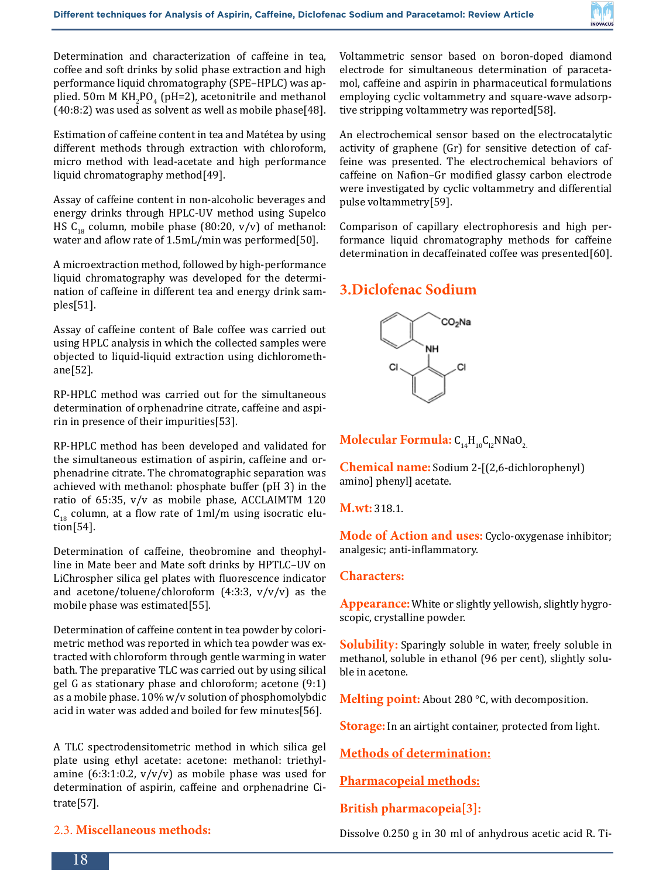Determination and characterization of caffeine in tea, coffee and soft drinks by solid phase extraction and high performance liquid chromatography (SPE–HPLC) was applied. 50m M $KH_2PO_4$ (pH=2), acetonitrile and methanol (40:8:2) was used as solvent as well as mobile phase[48].

Estimation of caffeine content in tea and Matétea by using different methods through extraction with chloroform, micro method with lead-acetate and high performance liquid chromatography method[49].

Assay of caffeine content in non-alcoholic beverages and energy drinks through HPLC-UV method using Supelco HS $C_{18}$ column, mobile phase (80:20, v/v) of methanol: water and aflow rate of 1.5mL/min was performed[50].

A microextraction method, followed by high-performance liquid chromatography was developed for the determination of caffeine in different tea and energy drink samples[51].

Assay of caffeine content of Bale coffee was carried out using HPLC analysis in which the collected samples were objected to liquid-liquid extraction using dichloromethane[52].

RP-HPLC method was carried out for the simultaneous determination of orphenadrine citrate, caffeine and aspirin in presence of their impurities[53].

RP-HPLC method has been developed and validated for the simultaneous estimation of aspirin, caffeine and orphenadrine citrate. The chromatographic separation was achieved with methanol: phosphate buffer (pH 3) in the ratio of 65:35, v/v as mobile phase, ACCLAIMTM 120 $C_{18}$ column, at a flow rate of 1ml/m using isocratic elution[54].

Determination of caffeine, theobromine and theophylline in Mate beer and Mate soft drinks by HPTLC–UV on LiChrospher silica gel plates with fluorescence indicator and acetone/toluene/chloroform (4:3:3, v/v/v) as the mobile phase was estimated[55].

Determination of caffeine content in tea powder by colorimetric method was reported in which tea powder was extracted with chloroform through gentle warming in water bath. The preparative TLC was carried out by using silical gel G as stationary phase and chloroform; acetone (9:1) as a mobile phase. 10% w/v solution of phosphomolybdic acid in water was added and boiled for few minutes[56].

A TLC spectrodensitometric method in which silica gel plate using ethyl acetate: acetone: methanol: triethylamine (6:3:1:0.2, v/v/v) as mobile phase was used for determination of aspirin, caffeine and orphenadrine Citrate[57].

### 2.3. Miscellaneous methods:

Voltammetric sensor based on boron-doped diamond electrode for simultaneous determination of paracetamol, caffeine and aspirin in pharmaceutical formulations employing cyclic voltammetry and square-wave adsorptive stripping voltammetry was reported[58].

An electrochemical sensor based on the electrocatalytic activity of graphene (Gr) for sensitive detection of caffeine was presented. The electrochemical behaviors of caffeine on Nafion–Gr modified glassy carbon electrode were investigated by cyclic voltammetry and differential pulse voltammetry[59].

Comparison of capillary electrophoresis and high performance liquid chromatography methods for caffeine determination in decaffeinated coffee was presented[60].

## 3.Diclofenac Sodium

CO2Na
NH
Cl
Cl

**Molecular Formula:** $C_{14}H_{10}C_{l2}NNaO_2$.

**Chemical name:** Sodium 2-[(2,6-dichlorophenyl) amino] phenyl] acetate.

**M.wt:** 318.1.

**Mode of Action and uses:** Cyclo-oxygenase inhibitor; analgesic; anti-inflammatory.

**Characters:**

**Appearance:** White or slightly yellowish, slightly hygroscopic, crystalline powder.

**Solubility:** Sparingly soluble in water, freely soluble in methanol, soluble in ethanol (96 per cent), slightly soluble in acetone.

**Melting point:** About 280 °C, with decomposition.

**Storage:** In an airtight container, protected from light.

**Methods of determination:**

**Pharmacopeial methods:**

**British pharmacopeia[3]:**

Dissolve 0.250 g in 30 ml of anhydrous acetic acid R. Ti-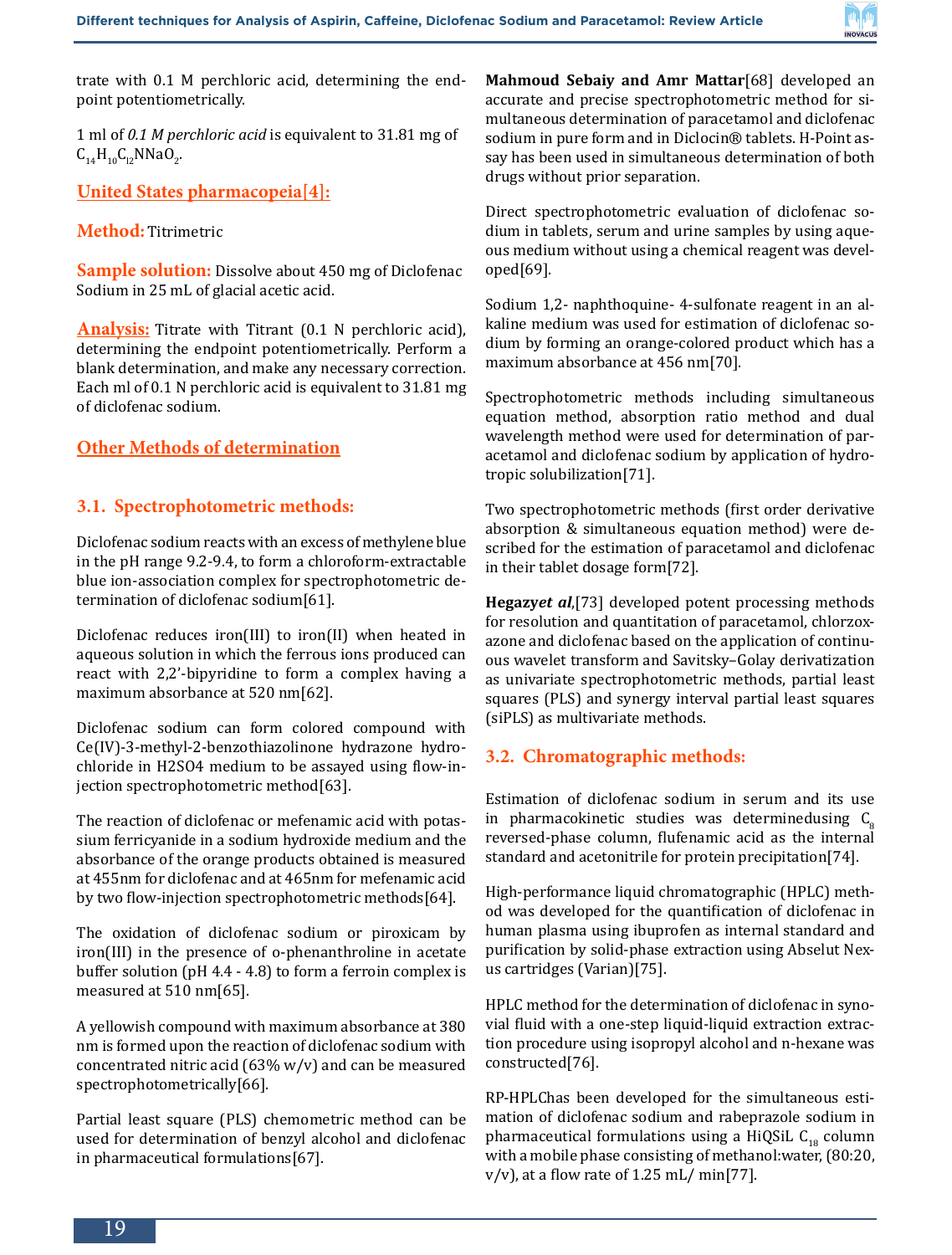trate with 0.1 M perchloric acid, determining the end-point potentiometrically.

1 ml of *0.1 M perchloric acid* is equivalent to 31.81 mg of $C_{14}H_{10}C_{12}NNaO_2$.

## United States pharmacopeia[4]:

**Method:** Titrimetric

**Sample solution:** Dissolve about 450 mg of Diclofenac Sodium in 25 mL of glacial acetic acid.

**Analysis:** Titrate with Titrant (0.1 N perchloric acid), determining the endpoint potentiometrically. Perform a blank determination, and make any necessary correction. Each ml of 0.1 N perchloric acid is equivalent to 31.81 mg of diclofenac sodium.

## Other Methods of determination

### 3.1. Spectrophotometric methods:

Diclofenac sodium reacts with an excess of methylene blue in the pH range 9.2-9.4, to form a chloroform-extractable blue ion-association complex for spectrophotometric determination of diclofenac sodium[61].

Diclofenac reduces iron(III) to iron(II) when heated in aqueous solution in which the ferrous ions produced can react with 2,2'-bipyridine to form a complex having a maximum absorbance at 520 nm[62].

Diclofenac sodium can form colored compound with Ce(IV)-3-methyl-2-benzothiazolinone hydrazone hydrochloride in H2SO4 medium to be assayed using flow-injection spectrophotometric method[63].

The reaction of diclofenac or mefenamic acid with potassium ferricyanide in a sodium hydroxide medium and the absorbance of the orange products obtained is measured at 455nm for diclofenac and at 465nm for mefenamic acid by two flow-injection spectrophotometric methods[64].

The oxidation of diclofenac sodium or piroxicam by iron(III) in the presence of o-phenanthroline in acetate buffer solution (pH 4.4 - 4.8) to form a ferroin complex is measured at 510 nm[65].

A yellowish compound with maximum absorbance at 380 nm is formed upon the reaction of diclofenac sodium with concentrated nitric acid (63% w/v) and can be measured spectrophotometrically[66].

Partial least square (PLS) chemometric method can be used for determination of benzyl alcohol and diclofenac in pharmaceutical formulations[67].

**Mahmoud Sebaiy and Amr Mattar**[68] developed an accurate and precise spectrophotometric method for simultaneous determination of paracetamol and diclofenac sodium in pure form and in Diclocin® tablets. H-Point assay has been used in simultaneous determination of both drugs without prior separation.

Direct spectrophotometric evaluation of diclofenac sodium in tablets, serum and urine samples by using aqueous medium without using a chemical reagent was developed[69].

Sodium 1,2- naphthoquine- 4-sulfonate reagent in an alkaline medium was used for estimation of diclofenac sodium by forming an orange-colored product which has a maximum absorbance at 456 nm[70].

Spectrophotometric methods including simultaneous equation method, absorption ratio method and dual wavelength method were used for determination of paracetamol and diclofenac sodium by application of hydrotropic solubilization[71].

Two spectrophotometric methods (first order derivative absorption & simultaneous equation method) were described for the estimation of paracetamol and diclofenac in their tablet dosage form[72].

**Hegazy*et al***,[73] developed potent processing methods for resolution and quantitation of paracetamol, chlorzoxazone and diclofenac based on the application of continuous wavelet transform and Savitsky–Golay derivatization as univariate spectrophotometric methods, partial least squares (PLS) and synergy interval partial least squares (siPLS) as multivariate methods.

### 3.2. Chromatographic methods:

Estimation of diclofenac sodium in serum and its use in pharmacokinetic studies was determinedusing $C_8$ reversed-phase column, flufenamic acid as the internal standard and acetonitrile for protein precipitation[74].

High-performance liquid chromatographic (HPLC) method was developed for the quantification of diclofenac in human plasma using ibuprofen as internal standard and purification by solid-phase extraction using Abselut Nexus cartridges (Varian)[75].

HPLC method for the determination of diclofenac in synovial fluid with a one-step liquid-liquid extraction extraction procedure using isopropyl alcohol and n-hexane was constructed[76].

RP-HPLChas been developed for the simultaneous estimation of diclofenac sodium and rabeprazole sodium in pharmaceutical formulations using a HiQSiL $C_{18}$ column with a mobile phase consisting of methanol:water, (80:20, v/v), at a flow rate of 1.25 mL/ min[77].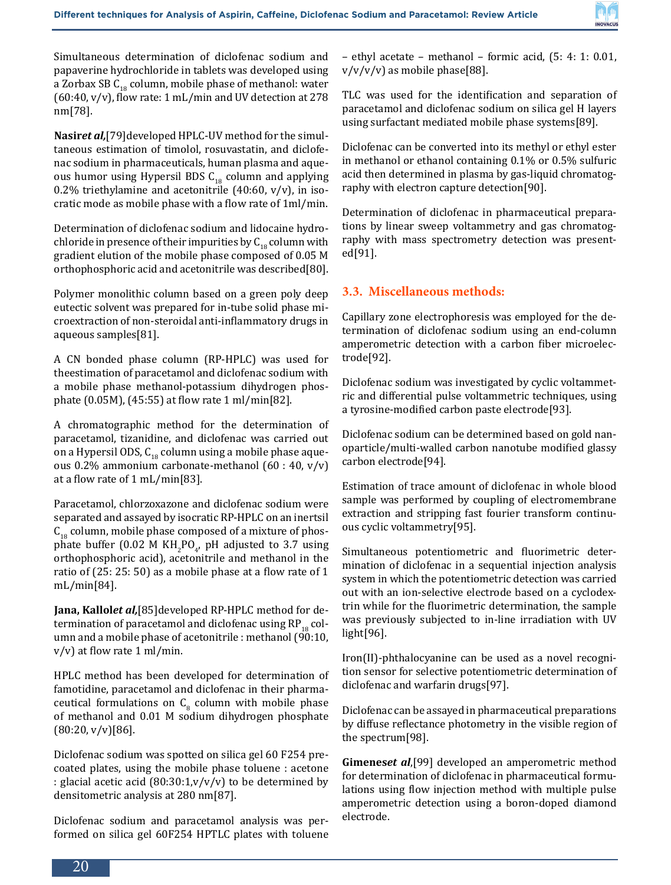Simultaneous determination of diclofenac sodium and papaverine hydrochloride in tablets was developed using a Zorbax SB $C_{18}$ column, mobile phase of methanol: water (60:40, v/v), flow rate: 1 mL/min and UV detection at 278 nm[78].

**Nasir*et al,***[79]developed HPLC-UV method for the simultaneous estimation of timolol, rosuvastatin, and diclofenac sodium in pharmaceuticals, human plasma and aqueous humor using Hypersil BDS $C_{18}$ column and applying 0.2% triethylamine and acetonitrile (40:60, v/v), in isocratic mode as mobile phase with a flow rate of 1ml/min.

Determination of diclofenac sodium and lidocaine hydrochloride in presence of their impurities by $C_{18}$ column with gradient elution of the mobile phase composed of 0.05 M orthophosphoric acid and acetonitrile was described[80].

Polymer monolithic column based on a green poly deep eutectic solvent was prepared for in-tube solid phase microextraction of non-steroidal anti-inflammatory drugs in aqueous samples[81].

A CN bonded phase column (RP-HPLC) was used for theestimation of paracetamol and diclofenac sodium with a mobile phase methanol-potassium dihydrogen phosphate (0.05M), (45:55) at flow rate 1 ml/min[82].

A chromatographic method for the determination of paracetamol, tizanidine, and diclofenac was carried out on a Hypersil ODS, $C_{18}$ column using a mobile phase aqueous 0.2% ammonium carbonate-methanol (60 : 40, v/v) at a flow rate of 1 mL/min[83].

Paracetamol, chlorzoxazone and diclofenac sodium were separated and assayed by isocratic RP-HPLC on an inertsil $C_{18}$ column, mobile phase composed of a mixture of phosphate buffer (0.02 M $KH_2PO_4$, pH adjusted to 3.7 using orthophosphoric acid), acetonitrile and methanol in the ratio of (25: 25: 50) as a mobile phase at a flow rate of 1 mL/min[84].

**Jana, Kallol*et al,***[85]developed RP-HPLC method for determination of paracetamol and diclofenac using $RP_{18}$ column and a mobile phase of acetonitrile : methanol (90:10, v/v) at flow rate 1 ml/min.

HPLC method has been developed for determination of famotidine, paracetamol and diclofenac in their pharmaceutical formulations on $C_8$ column with mobile phase of methanol and 0.01 M sodium dihydrogen phosphate (80:20, v/v)[86].

Diclofenac sodium was spotted on silica gel 60 F254 precoated plates, using the mobile phase toluene : acetone : glacial acetic acid (80:30:1,v/v/v) to be determined by densitometric analysis at 280 nm[87].

Diclofenac sodium and paracetamol analysis was performed on silica gel 60F254 HPTLC plates with toluene – ethyl acetate – methanol – formic acid, (5: 4: 1: 0.01, v/v/v/v) as mobile phase[88].

TLC was used for the identification and separation of paracetamol and diclofenac sodium on silica gel H layers using surfactant mediated mobile phase systems[89].

Diclofenac can be converted into its methyl or ethyl ester in methanol or ethanol containing 0.1% or 0.5% sulfuric acid then determined in plasma by gas-liquid chromatography with electron capture detection[90].

Determination of diclofenac in pharmaceutical preparations by linear sweep voltammetry and gas chromatography with mass spectrometry detection was presented[91].

### 3.3. Miscellaneous methods:

Capillary zone electrophoresis was employed for the determination of diclofenac sodium using an end-column amperometric detection with a carbon fiber microelectrode[92].

Diclofenac sodium was investigated by cyclic voltammetric and differential pulse voltammetric techniques, using a tyrosine-modified carbon paste electrode[93].

Diclofenac sodium can be determined based on gold nanoparticle/multi-walled carbon nanotube modified glassy carbon electrode[94].

Estimation of trace amount of diclofenac in whole blood sample was performed by coupling of electromembrane extraction and stripping fast fourier transform continuous cyclic voltammetry[95].

Simultaneous potentiometric and fluorimetric determination of diclofenac in a sequential injection analysis system in which the potentiometric detection was carried out with an ion-selective electrode based on a cyclodextrin while for the fluorimetric determination, the sample was previously subjected to in-line irradiation with UV light[96].

Iron(II)-phthalocyanine can be used as a novel recognition sensor for selective potentiometric determination of diclofenac and warfarin drugs[97].

Diclofenac can be assayed in pharmaceutical preparations by diffuse reflectance photometry in the visible region of the spectrum[98].

**Gimenes*et al***,[99] developed an amperometric method for determination of diclofenac in pharmaceutical formulations using flow injection method with multiple pulse amperometric detection using a boron-doped diamond electrode.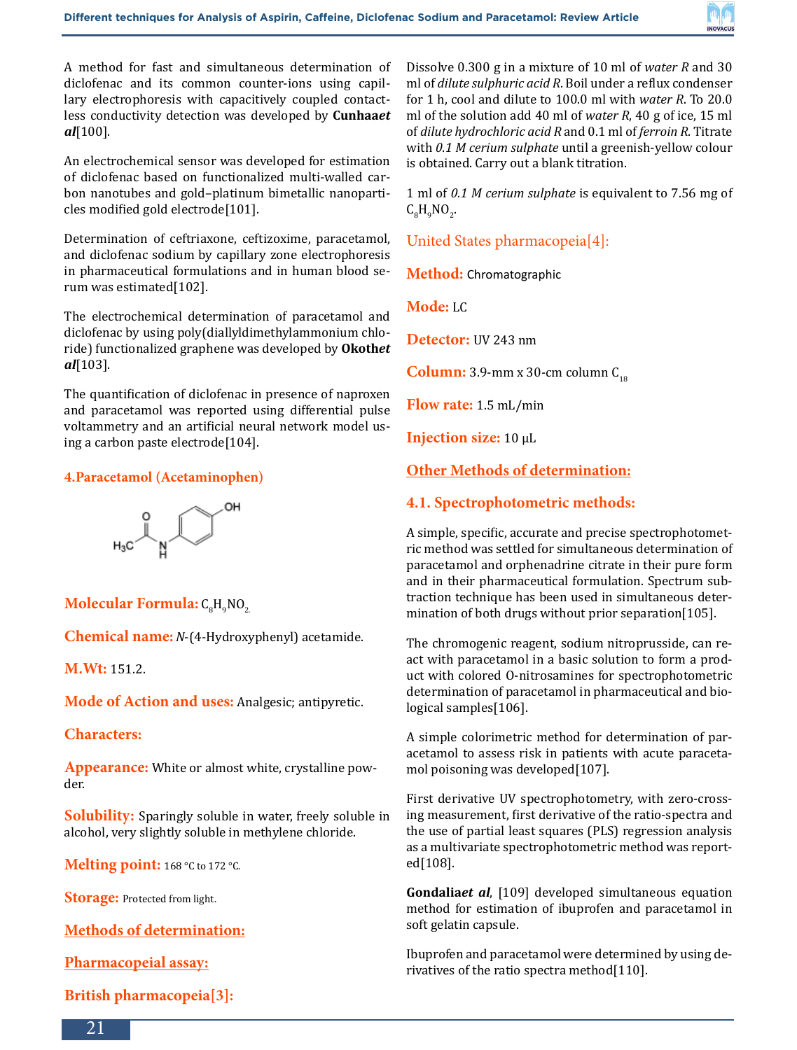A method for fast and simultaneous determination of diclofenac and its common counter-ions using capillary electrophoresis with capacitively coupled contactless conductivity detection was developed by **Cunhaa*et al***[100].

An electrochemical sensor was developed for estimation of diclofenac based on functionalized multi-walled carbon nanotubes and gold–platinum bimetallic nanoparticles modified gold electrode[101].

Determination of ceftriaxone, ceftizoxime, paracetamol, and diclofenac sodium by capillary zone electrophoresis in pharmaceutical formulations and in human blood serum was estimated[102].

The electrochemical determination of paracetamol and diclofenac by using poly(diallyldimethylammonium chloride) functionalized graphene was developed by **Okoth*et al***[103].

The quantification of diclofenac in presence of naproxen and paracetamol was reported using differential pulse voltammetry and an artificial neural network model using a carbon paste electrode[104].

## 4.Paracetamol (Acetaminophen)

**Molecular Formula:** $C_8H_9NO_2$.

**Chemical name:** *N*-(4-Hydroxyphenyl) acetamide.

**M.Wt:** 151.2.

**Mode of Action and uses:** Analgesic; antipyretic.

**Characters:**

**Appearance:** White or almost white, crystalline powder.

**Solubility:** Sparingly soluble in water, freely soluble in alcohol, very slightly soluble in methylene chloride.

**Melting point:** 168 °C to 172 °C.

**Storage:** Protected from light.

**Methods of determination:**

**Pharmacopeial assay:**

**British pharmacopeia[3]:**

Dissolve 0.300 g in a mixture of 10 ml of *water R* and 30 ml of *dilute sulphuric acid R*. Boil under a reflux condenser for 1 h, cool and dilute to 100.0 ml with *water R*. To 20.0 ml of the solution add 40 ml of *water R*, 40 g of ice, 15 ml of *dilute hydrochloric acid R* and 0.1 ml of *ferroin R*. Titrate with *0.1 M cerium sulphate* until a greenish-yellow colour is obtained. Carry out a blank titration.

1 ml of *0.1 M cerium sulphate* is equivalent to 7.56 mg of $C_8H_9NO_2$.

**United States pharmacopeia[4]:**

**Method:** Chromatographic

**Mode:** LC

**Detector:** UV 243 nm

**Column:** 3.9-mm x 30-cm column $C_{18}$

**Flow rate:** 1.5 mL/min

**Injection size:** 10 µL

**Other Methods of determination:**

### 4.1. Spectrophotometric methods:

A simple, specific, accurate and precise spectrophotometric method was settled for simultaneous determination of paracetamol and orphenadrine citrate in their pure form and in their pharmaceutical formulation. Spectrum subtraction technique has been used in simultaneous determination of both drugs without prior separation[105].

The chromogenic reagent, sodium nitroprusside, can react with paracetamol in a basic solution to form a product with colored O-nitrosamines for spectrophotometric determination of paracetamol in pharmaceutical and biological samples[106].

A simple colorimetric method for determination of paracetamol to assess risk in patients with acute paracetamol poisoning was developed[107].

First derivative UV spectrophotometry, with zero-crossing measurement, first derivative of the ratio-spectra and the use of partial least squares (PLS) regression analysis as a multivariate spectrophotometric method was reported[108].

**Gondalia*et al***, [109] developed simultaneous equation method for estimation of ibuprofen and paracetamol in soft gelatin capsule.

Ibuprofen and paracetamol were determined by using derivatives of the ratio spectra method[110].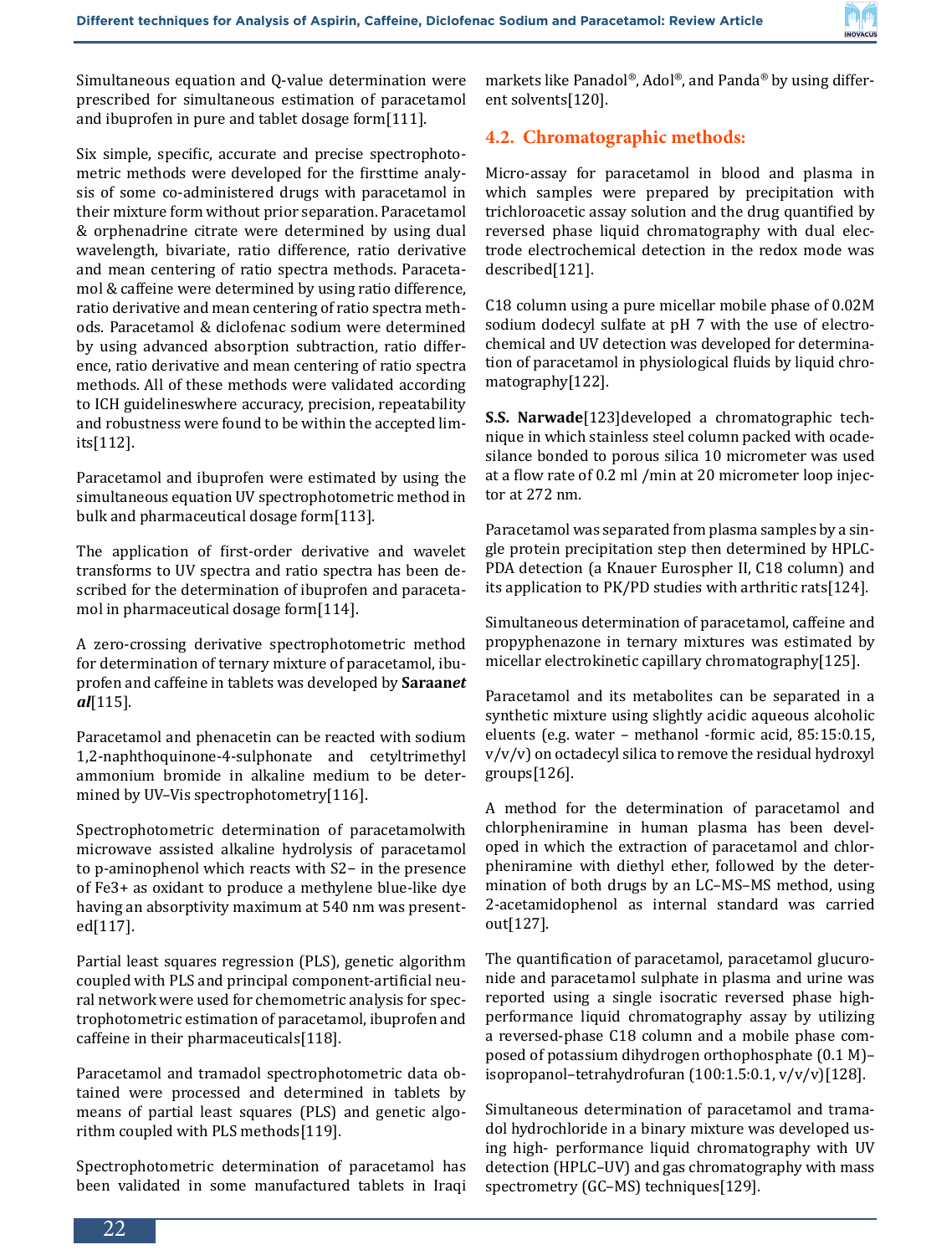Simultaneous equation and Q-value determination were prescribed for simultaneous estimation of paracetamol and ibuprofen in pure and tablet dosage form[111].

Six simple, specific, accurate and precise spectrophotometric methods were developed for the firsttime analysis of some co-administered drugs with paracetamol in their mixture form without prior separation. Paracetamol & orphenadrine citrate were determined by using dual wavelength, bivariate, ratio difference, ratio derivative and mean centering of ratio spectra methods. Paracetamol & caffeine were determined by using ratio difference, ratio derivative and mean centering of ratio spectra methods. Paracetamol & diclofenac sodium were determined by using advanced absorption subtraction, ratio difference, ratio derivative and mean centering of ratio spectra methods. All of these methods were validated according to ICH guidelineswhere accuracy, precision, repeatability and robustness were found to be within the accepted limits[112].

Paracetamol and ibuprofen were estimated by using the simultaneous equation UV spectrophotometric method in bulk and pharmaceutical dosage form[113].

The application of first-order derivative and wavelet transforms to UV spectra and ratio spectra has been described for the determination of ibuprofen and paracetamol in pharmaceutical dosage form[114].

A zero-crossing derivative spectrophotometric method for determination of ternary mixture of paracetamol, ibuprofen and caffeine in tablets was developed by **Saraan*et al*[115]**.

Paracetamol and phenacetin can be reacted with sodium 1,2-naphthoquinone-4-sulphonate and cetyltrimethyl ammonium bromide in alkaline medium to be determined by UV–Vis spectrophotometry[116].

Spectrophotometric determination of paracetamolwith microwave assisted alkaline hydrolysis of paracetamol to p-aminophenol which reacts with $S^{2-}$ in the presence of $Fe^{3+}$ as oxidant to produce a methylene blue-like dye having an absorptivity maximum at 540 nm was presented[117].

Partial least squares regression (PLS), genetic algorithm coupled with PLS and principal component-artificial neural network were used for chemometric analysis for spectrophotometric estimation of paracetamol, ibuprofen and caffeine in their pharmaceuticals[118].

Paracetamol and tramadol spectrophotometric data obtained were processed and determined in tablets by means of partial least squares (PLS) and genetic algorithm coupled with PLS methods[119].

Spectrophotometric determination of paracetamol has been validated in some manufactured tablets in Iraqi markets like Panadol®, Adol®, and Panda® by using different solvents[120].

## 4.2. Chromatographic methods:

Micro-assay for paracetamol in blood and plasma in which samples were prepared by precipitation with trichloroacetic assay solution and the drug quantified by reversed phase liquid chromatography with dual electrode electrochemical detection in the redox mode was described[121].

C18 column using a pure micellar mobile phase of 0.02M sodium dodecyl sulfate at pH 7 with the use of electrochemical and UV detection was developed for determination of paracetamol in physiological fluids by liquid chromatography[122].

**S.S. Narwade**[123]developed a chromatographic technique in which stainless steel column packed with ocadesilance bonded to porous silica 10 micrometer was used at a flow rate of 0.2 ml /min at 20 micrometer loop injector at 272 nm.

Paracetamol was separated from plasma samples by a single protein precipitation step then determined by HPLC-PDA detection (a Knauer Eurospher II, C18 column) and its application to PK/PD studies with arthritic rats[124].

Simultaneous determination of paracetamol, caffeine and propyphenazone in ternary mixtures was estimated by micellar electrokinetic capillary chromatography[125].

Paracetamol and its metabolites can be separated in a synthetic mixture using slightly acidic aqueous alcoholic eluents (e.g. water – methanol -formic acid, 85:15:0.15, v/v/v) on octadecyl silica to remove the residual hydroxyl groups[126].

A method for the determination of paracetamol and chlorpheniramine in human plasma has been developed in which the extraction of paracetamol and chlorpheniramine with diethyl ether, followed by the determination of both drugs by an LC–MS–MS method, using 2-acetamidophenol as internal standard was carried out[127].

The quantification of paracetamol, paracetamol glucuronide and paracetamol sulphate in plasma and urine was reported using a single isocratic reversed phase high-performance liquid chromatography assay by utilizing a reversed-phase C18 column and a mobile phase composed of potassium dihydrogen orthophosphate (0.1 M)–isopropanol–tetrahydrofuran (100:1.5:0.1, v/v/v)[128].

Simultaneous determination of paracetamol and tramadol hydrochloride in a binary mixture was developed using high- performance liquid chromatography with UV detection (HPLC–UV) and gas chromatography with mass spectrometry (GC–MS) techniques[129].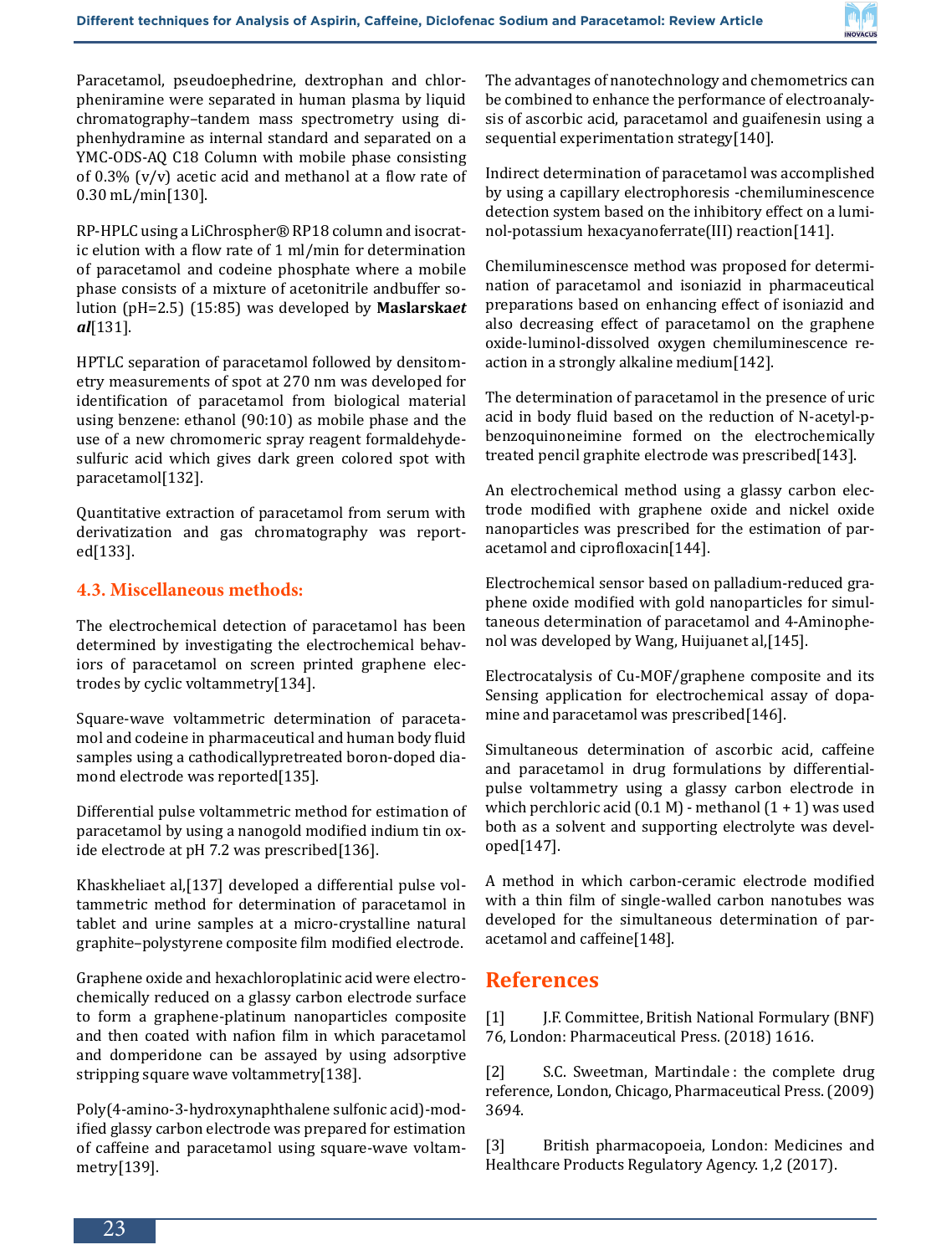Paracetamol, pseudoephedrine, dextrophan and chlorpheniramine were separated in human plasma by liquid chromatography–tandem mass spectrometry using diphenhydramine as internal standard and separated on a YMC-ODS-AQ C18 Column with mobile phase consisting of 0.3% (v/v) acetic acid and methanol at a flow rate of 0.30 mL/min[130].

RP-HPLC using a LiChrospher® RP18 column and isocratic elution with a flow rate of 1 ml/min for determination of paracetamol and codeine phosphate where a mobile phase consists of a mixture of acetonitrile andbuffer solution (pH=2.5) (15:85) was developed by **Maslarska*et al***[131].

HPTLC separation of paracetamol followed by densitometry measurements of spot at 270 nm was developed for identification of paracetamol from biological material using benzene: ethanol (90:10) as mobile phase and the use of a new chromomeric spray reagent formaldehyde-sulfuric acid which gives dark green colored spot with paracetamol[132].

Quantitative extraction of paracetamol from serum with derivatization and gas chromatography was reported[133].

### 4.3. Miscellaneous methods:

The electrochemical detection of paracetamol has been determined by investigating the electrochemical behaviors of paracetamol on screen printed graphene electrodes by cyclic voltammetry[134].

Square-wave voltammetric determination of paracetamol and codeine in pharmaceutical and human body fluid samples using a cathodicallypretreated boron-doped diamond electrode was reported[135].

Differential pulse voltammetric method for estimation of paracetamol by using a nanogold modified indium tin oxide electrode at pH 7.2 was prescribed[136].

Khaskheliaet al,[137] developed a differential pulse voltammetric method for determination of paracetamol in tablet and urine samples at a micro-crystalline natural graphite–polystyrene composite film modified electrode.

Graphene oxide and hexachloroplatinic acid were electrochemically reduced on a glassy carbon electrode surface to form a graphene-platinum nanoparticles composite and then coated with nafion film in which paracetamol and domperidone can be assayed by using adsorptive stripping square wave voltammetry[138].

Poly(4-amino-3-hydroxynaphthalene sulfonic acid)-modified glassy carbon electrode was prepared for estimation of caffeine and paracetamol using square-wave voltammetry[139].

The advantages of nanotechnology and chemometrics can be combined to enhance the performance of electroanalysis of ascorbic acid, paracetamol and guaifenesin using a sequential experimentation strategy[140].

Indirect determination of paracetamol was accomplished by using a capillary electrophoresis -chemiluminescence detection system based on the inhibitory effect on a luminol-potassium hexacyanoferrate(III) reaction[141].

Chemiluminescense method was proposed for determination of paracetamol and isoniazid in pharmaceutical preparations based on enhancing effect of isoniazid and also decreasing effect of paracetamol on the graphene oxide-luminol-dissolved oxygen chemiluminescence reaction in a strongly alkaline medium[142].

The determination of paracetamol in the presence of uric acid in body fluid based on the reduction of N-acetyl-p-benzoquinoneimine formed on the electrochemically treated pencil graphite electrode was prescribed[143].

An electrochemical method using a glassy carbon electrode modified with graphene oxide and nickel oxide nanoparticles was prescribed for the estimation of paracetamol and ciprofloxacin[144].

Electrochemical sensor based on palladium-reduced graphene oxide modified with gold nanoparticles for simultaneous determination of paracetamol and 4-Aminophenol was developed by Wang, Huijuanet al,[145].

Electrocatalysis of Cu-MOF/graphene composite and its Sensing application for electrochemical assay of dopamine and paracetamol was prescribed[146].

Simultaneous determination of ascorbic acid, caffeine and paracetamol in drug formulations by differential-pulse voltammetry using a glassy carbon electrode in which perchloric acid (0.1 M) - methanol (1 + 1) was used both as a solvent and supporting electrolyte was developed[147].

A method in which carbon-ceramic electrode modified with a thin film of single-walled carbon nanotubes was developed for the simultaneous determination of paracetamol and caffeine[148].

## References

[1] J.F. Committee, British National Formulary (BNF) 76, London: Pharmaceutical Press. (2018) 1616.

[2] S.C. Sweetman, Martindale : the complete drug reference, London, Chicago, Pharmaceutical Press. (2009) 3694.

[3] British pharmacopoeia, London: Medicines and Healthcare Products Regulatory Agency. 1,2 (2017).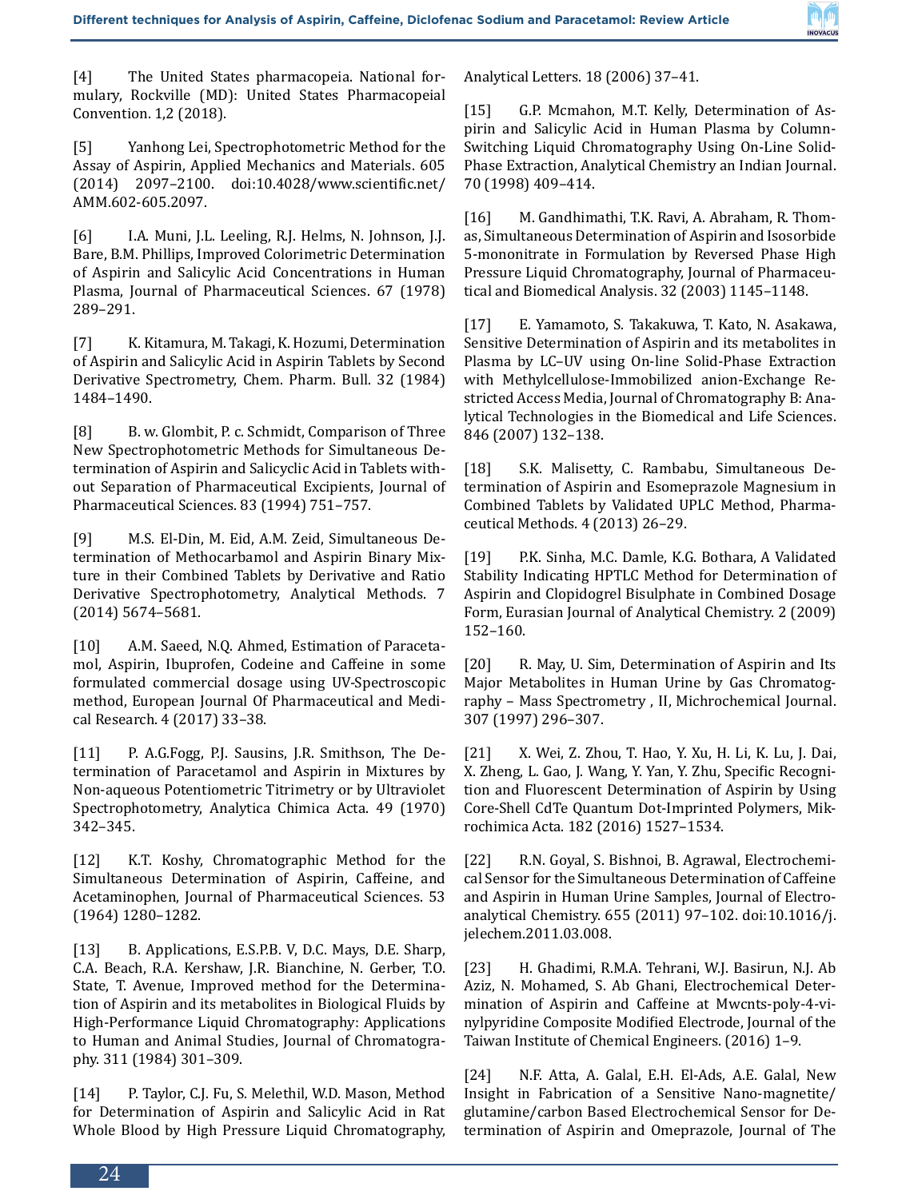[4] The United States pharmacopeia. National formulary, Rockville (MD): United States Pharmacopeial Convention. 1,2 (2018).

[5] Yanhong Lei, Spectrophotometric Method for the Assay of Aspirin, Applied Mechanics and Materials. 605 (2014) 2097–2100. doi:10.4028/www.scientific.net/AMM.602-605.2097.

[6] I.A. Muni, J.L. Leeling, R.J. Helms, N. Johnson, J.J. Bare, B.M. Phillips, Improved Colorimetric Determination of Aspirin and Salicylic Acid Concentrations in Human Plasma, Journal of Pharmaceutical Sciences. 67 (1978) 289–291.

[7] K. Kitamura, M. Takagi, K. Hozumi, Determination of Aspirin and Salicylic Acid in Aspirin Tablets by Second Derivative Spectrometry, Chem. Pharm. Bull. 32 (1984) 1484–1490.

[8] B. w. Glombit, P. c. Schmidt, Comparison of Three New Spectrophotometric Methods for Simultaneous Determination of Aspirin and Salicyclic Acid in Tablets without Separation of Pharmaceutical Excipients, Journal of Pharmaceutical Sciences. 83 (1994) 751–757.

[9] M.S. El-Din, M. Eid, A.M. Zeid, Simultaneous Determination of Methocarbamol and Aspirin Binary Mixture in their Combined Tablets by Derivative and Ratio Derivative Spectrophotometry, Analytical Methods. 7 (2014) 5674–5681.

[10] A.M. Saeed, N.Q. Ahmed, Estimation of Paracetamol, Aspirin, Ibuprofen, Codeine and Caffeine in some formulated commercial dosage using UV-Spectroscopic method, European Journal Of Pharmaceutical and Medical Research. 4 (2017) 33–38.

[11] P. A.G.Fogg, P.J. Sausins, J.R. Smithson, The Determination of Paracetamol and Aspirin in Mixtures by Non-aqueous Potentiometric Titrimetry or by Ultraviolet Spectrophotometry, Analytica Chimica Acta. 49 (1970) 342–345.

[12] K.T. Koshy, Chromatographic Method for the Simultaneous Determination of Aspirin, Caffeine, and Acetaminophen, Journal of Pharmaceutical Sciences. 53 (1964) 1280–1282.

[13] B. Applications, E.S.P.B. V, D.C. Mays, D.E. Sharp, C.A. Beach, R.A. Kershaw, J.R. Bianchine, N. Gerber, T.O. State, T. Avenue, Improved method for the Determination of Aspirin and its metabolites in Biological Fluids by High-Performance Liquid Chromatography: Applications to Human and Animal Studies, Journal of Chromatography. 311 (1984) 301–309.

[14] P. Taylor, C.J. Fu, S. Melethil, W.D. Mason, Method for Determination of Aspirin and Salicylic Acid in Rat Whole Blood by High Pressure Liquid Chromatography, Analytical Letters. 18 (2006) 37–41.

[15] G.P. Mcmahon, M.T. Kelly, Determination of Aspirin and Salicylic Acid in Human Plasma by Column-Switching Liquid Chromatography Using On-Line Solid-Phase Extraction, Analytical Chemistry an Indian Journal. 70 (1998) 409–414.

[16] M. Gandhimathi, T.K. Ravi, A. Abraham, R. Thomas, Simultaneous Determination of Aspirin and Isosorbide 5-mononitrate in Formulation by Reversed Phase High Pressure Liquid Chromatography, Journal of Pharmaceutical and Biomedical Analysis. 32 (2003) 1145–1148.

[17] E. Yamamoto, S. Takakuwa, T. Kato, N. Asakawa, Sensitive Determination of Aspirin and its metabolites in Plasma by LC–UV using On-line Solid-Phase Extraction with Methylcellulose-Immobilized anion-Exchange Restricted Access Media, Journal of Chromatography B: Analytical Technologies in the Biomedical and Life Sciences. 846 (2007) 132–138.

[18] S.K. Malisetty, C. Rambabu, Simultaneous Determination of Aspirin and Esomeprazole Magnesium in Combined Tablets by Validated UPLC Method, Pharmaceutical Methods. 4 (2013) 26–29.

[19] P.K. Sinha, M.C. Damle, K.G. Bothara, A Validated Stability Indicating HPTLC Method for Determination of Aspirin and Clopidogrel Bisulphate in Combined Dosage Form, Eurasian Journal of Analytical Chemistry. 2 (2009) 152–160.

[20] R. May, U. Sim, Determination of Aspirin and Its Major Metabolites in Human Urine by Gas Chromatography – Mass Spectrometry , II, Michrochemical Journal. 307 (1997) 296–307.

[21] X. Wei, Z. Zhou, T. Hao, Y. Xu, H. Li, K. Lu, J. Dai, X. Zheng, L. Gao, J. Wang, Y. Yan, Y. Zhu, Specific Recognition and Fluorescent Determination of Aspirin by Using Core-Shell CdTe Quantum Dot-Imprinted Polymers, Mikrochimica Acta. 182 (2016) 1527–1534.

[22] R.N. Goyal, S. Bishnoi, B. Agrawal, Electrochemical Sensor for the Simultaneous Determination of Caffeine and Aspirin in Human Urine Samples, Journal of Electroanalytical Chemistry. 655 (2011) 97–102. doi:10.1016/j.jelechem.2011.03.008.

[23] H. Ghadimi, R.M.A. Tehrani, W.J. Basirun, N.J. Ab Aziz, N. Mohamed, S. Ab Ghani, Electrochemical Determination of Aspirin and Caffeine at Mwcnts-poly-4-vinylpyridine Composite Modified Electrode, Journal of the Taiwan Institute of Chemical Engineers. (2016) 1–9.

[24] N.F. Atta, A. Galal, E.H. El-Ads, A.E. Galal, New Insight in Fabrication of a Sensitive Nano-magnetite/glutamine/carbon Based Electrochemical Sensor for Determination of Aspirin and Omeprazole, Journal of The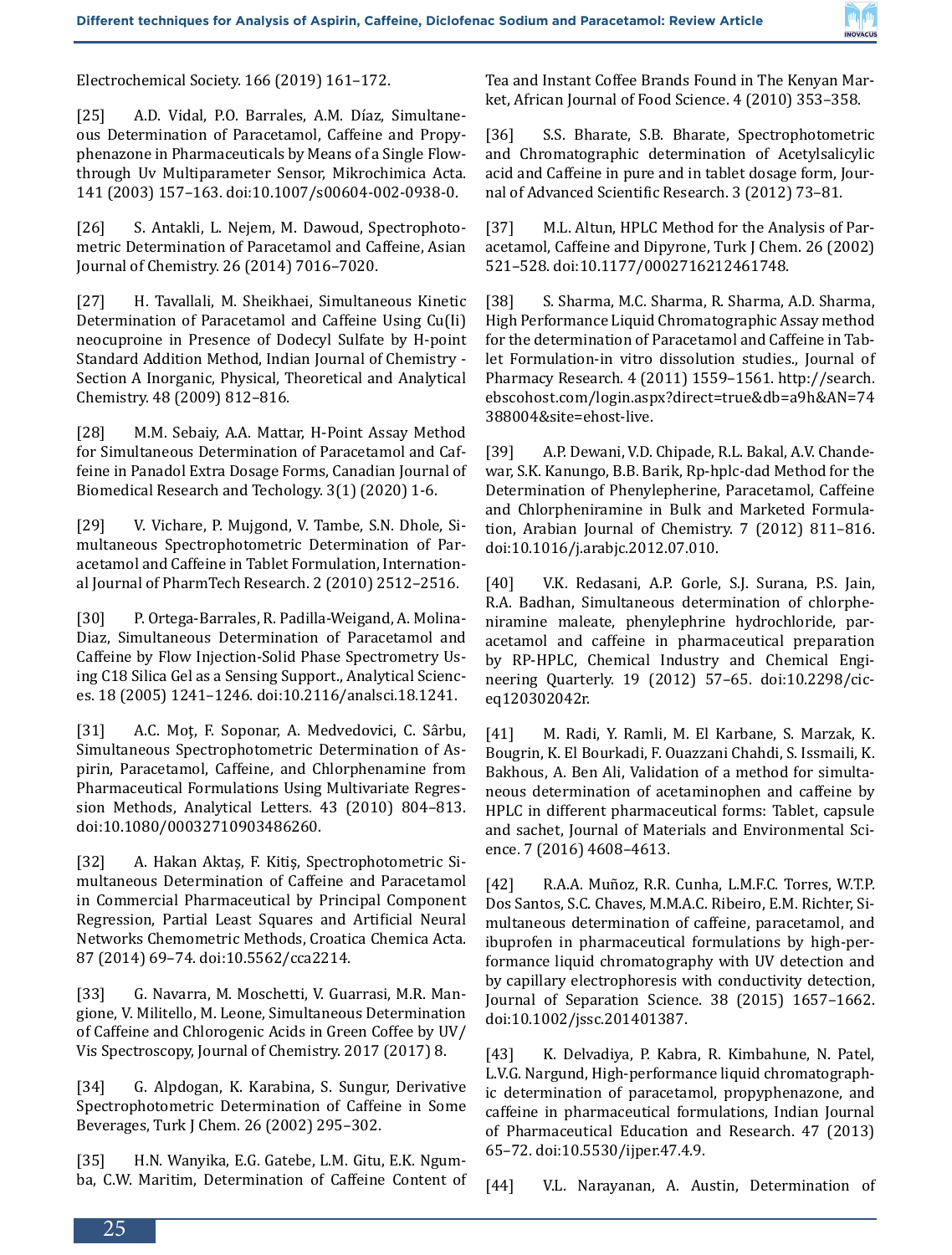Electrochemical Society. 166 (2019) 161–172.

[25] A.D. Vidal, P.O. Barrales, A.M. Díaz, Simultaneous Determination of Paracetamol, Caffeine and Propyphenazone in Pharmaceuticals by Means of a Single Flow-through Uv Multiparameter Sensor, Mikrochimica Acta. 141 (2003) 157–163. doi:10.1007/s00604-002-0938-0.

[26] S. Antakli, L. Nejem, M. Dawoud, Spectrophotometric Determination of Paracetamol and Caffeine, Asian Journal of Chemistry. 26 (2014) 7016–7020.

[27] H. Tavallali, M. Sheikhaei, Simultaneous Kinetic Determination of Paracetamol and Caffeine Using Cu(Ii) neocuproine in Presence of Dodecyl Sulfate by H-point Standard Addition Method, Indian Journal of Chemistry - Section A Inorganic, Physical, Theoretical and Analytical Chemistry. 48 (2009) 812–816.

[28] M.M. Sebaiy, A.A. Mattar, H-Point Assay Method for Simultaneous Determination of Paracetamol and Caffeine in Panadol Extra Dosage Forms, Canadian Journal of Biomedical Research and Techology. 3(1) (2020) 1-6.

[29] V. Vichare, P. Mujgond, V. Tambe, S.N. Dhole, Simultaneous Spectrophotometric Determination of Paracetamol and Caffeine in Tablet Formulation, International Journal of PharmTech Research. 2 (2010) 2512–2516.

[30] P. Ortega-Barrales, R. Padilla-Weigand, A. Molina-Diaz, Simultaneous Determination of Paracetamol and Caffeine by Flow Injection-Solid Phase Spectrometry Using C18 Silica Gel as a Sensing Support., Analytical Sciences. 18 (2005) 1241–1246. doi:10.2116/analsci.18.1241.

[31] A.C. Moţ, F. Soponar, A. Medvedovici, C. Sârbu, Simultaneous Spectrophotometric Determination of Aspirin, Paracetamol, Caffeine, and Chlorphenamine from Pharmaceutical Formulations Using Multivariate Regression Methods, Analytical Letters. 43 (2010) 804–813. doi:10.1080/00032710903486260.

[32] A. Hakan Aktaş, F. Kitiş, Spectrophotometric Simultaneous Determination of Caffeine and Paracetamol in Commercial Pharmaceutical by Principal Component Regression, Partial Least Squares and Artificial Neural Networks Chemometric Methods, Croatica Chemica Acta. 87 (2014) 69–74. doi:10.5562/cca2214.

[33] G. Navarra, M. Moschetti, V. Guarrasi, M.R. Mangione, V. Militello, M. Leone, Simultaneous Determination of Caffeine and Chlorogenic Acids in Green Coffee by UV/Vis Spectroscopy, Journal of Chemistry. 2017 (2017) 8.

[34] G. Alpdogan, K. Karabina, S. Sungur, Derivative Spectrophotometric Determination of Caffeine in Some Beverages, Turk J Chem. 26 (2002) 295–302.

[35] H.N. Wanyika, E.G. Gatebe, L.M. Gitu, E.K. Ngumba, C.W. Maritim, Determination of Caffeine Content of Tea and Instant Coffee Brands Found in The Kenyan Market, African Journal of Food Science. 4 (2010) 353–358.

[36] S.S. Bharate, S.B. Bharate, Spectrophotometric and Chromatographic determination of Acetylsalicylic acid and Caffeine in pure and in tablet dosage form, Journal of Advanced Scientific Research. 3 (2012) 73–81.

[37] M.L. Altun, HPLC Method for the Analysis of Paracetamol, Caffeine and Dipyrone, Turk J Chem. 26 (2002) 521–528. doi:10.1177/0002716212461748.

[38] S. Sharma, M.C. Sharma, R. Sharma, A.D. Sharma, High Performance Liquid Chromatographic Assay method for the determination of Paracetamol and Caffeine in Tablet Formulation-in vitro dissolution studies., Journal of Pharmacy Research. 4 (2011) 1559–1561. http://search.ebscohost.com/login.aspx?direct=true&db=a9h&AN=74388004&site=ehost-live.

[39] A.P. Dewani, V.D. Chipade, R.L. Bakal, A.V. Chandewar, S.K. Kanungo, B.B. Barik, Rp-hplc-dad Method for the Determination of Phenylepherine, Paracetamol, Caffeine and Chlorpheniramine in Bulk and Marketed Formulation, Arabian Journal of Chemistry. 7 (2012) 811–816. doi:10.1016/j.arabjc.2012.07.010.

[40] V.K. Redasani, A.P. Gorle, S.J. Surana, P.S. Jain, R.A. Badhan, Simultaneous determination of chlorpheniramine maleate, phenylephrine hydrochloride, paracetamol and caffeine in pharmaceutical preparation by RP-HPLC, Chemical Industry and Chemical Engineering Quarterly. 19 (2012) 57–65. doi:10.2298/ciceq120302042r.

[41] M. Radi, Y. Ramli, M. El Karbane, S. Marzak, K. Bougrin, K. El Bourkadi, F. Ouazzani Chahdi, S. Issmaili, K. Bakhous, A. Ben Ali, Validation of a method for simultaneous determination of acetaminophen and caffeine by HPLC in different pharmaceutical forms: Tablet, capsule and sachet, Journal of Materials and Environmental Science. 7 (2016) 4608–4613.

[42] R.A.A. Muñoz, R.R. Cunha, L.M.F.C. Torres, W.T.P. Dos Santos, S.C. Chaves, M.M.A.C. Ribeiro, E.M. Richter, Simultaneous determination of caffeine, paracetamol, and ibuprofen in pharmaceutical formulations by high-performance liquid chromatography with UV detection and by capillary electrophoresis with conductivity detection, Journal of Separation Science. 38 (2015) 1657–1662. doi:10.1002/jssc.201401387.

[43] K. Delvadiya, P. Kabra, R. Kimbahune, N. Patel, L.V.G. Nargund, High-performance liquid chromatographic determination of paracetamol, propyphenazone, and caffeine in pharmaceutical formulations, Indian Journal of Pharmaceutical Education and Research. 47 (2013) 65–72. doi:10.5530/ijper.47.4.9.

[44] V.L. Narayanan, A. Austin, Determination of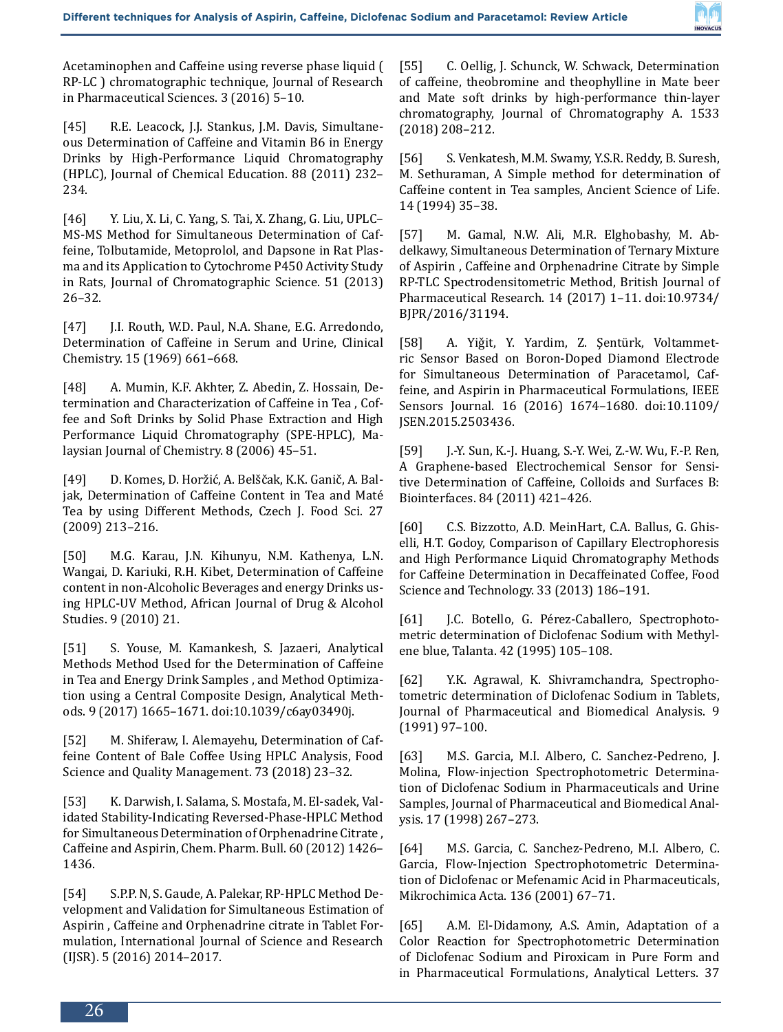Acetaminophen and Caffeine using reverse phase liquid ( RP-LC ) chromatographic technique, Journal of Research in Pharmaceutical Sciences. 3 (2016) 5–10.

[45] R.E. Leacock, J.J. Stankus, J.M. Davis, Simultaneous Determination of Caffeine and Vitamin B6 in Energy Drinks by High-Performance Liquid Chromatography (HPLC), Journal of Chemical Education. 88 (2011) 232–234.

[46] Y. Liu, X. Li, C. Yang, S. Tai, X. Zhang, G. Liu, UPLC–MS-MS Method for Simultaneous Determination of Caffeine, Tolbutamide, Metoprolol, and Dapsone in Rat Plasma and its Application to Cytochrome P450 Activity Study in Rats, Journal of Chromatographic Science. 51 (2013) 26–32.

[47] J.I. Routh, W.D. Paul, N.A. Shane, E.G. Arredondo, Determination of Caffeine in Serum and Urine, Clinical Chemistry. 15 (1969) 661–668.

[48] A. Mumin, K.F. Akhter, Z. Abedin, Z. Hossain, Determination and Characterization of Caffeine in Tea , Coffee and Soft Drinks by Solid Phase Extraction and High Performance Liquid Chromatography (SPE-HPLC), Malaysian Journal of Chemistry. 8 (2006) 45–51.

[49] D. Komes, D. Horžić, A. Belščak, K.K. Ganič, A. Baljak, Determination of Caffeine Content in Tea and Maté Tea by using Different Methods, Czech J. Food Sci. 27 (2009) 213–216.

[50] M.G. Karau, J.N. Kihunyu, N.M. Kathenya, L.N. Wangai, D. Kariuki, R.H. Kibet, Determination of Caffeine content in non-Alcoholic Beverages and energy Drinks using HPLC-UV Method, African Journal of Drug & Alcohol Studies. 9 (2010) 21.

[51] S. Youse, M. Kamankesh, S. Jazaeri, Analytical Methods Method Used for the Determination of Caffeine in Tea and Energy Drink Samples , and Method Optimization using a Central Composite Design, Analytical Methods. 9 (2017) 1665–1671. doi:10.1039/c6ay03490j.

[52] M. Shiferaw, I. Alemayehu, Determination of Caffeine Content of Bale Coffee Using HPLC Analysis, Food Science and Quality Management. 73 (2018) 23–32.

[53] K. Darwish, I. Salama, S. Mostafa, M. El-sadek, Validated Stability-Indicating Reversed-Phase-HPLC Method for Simultaneous Determination of Orphenadrine Citrate , Caffeine and Aspirin, Chem. Pharm. Bull. 60 (2012) 1426–1436.

[54] S.P.P. N, S. Gaude, A. Palekar, RP-HPLC Method Development and Validation for Simultaneous Estimation of Aspirin , Caffeine and Orphenadrine citrate in Tablet Formulation, International Journal of Science and Research (IJSR). 5 (2016) 2014–2017.

[55] C. Oellig, J. Schunck, W. Schwack, Determination of caffeine, theobromine and theophylline in Mate beer and Mate soft drinks by high-performance thin-layer chromatography, Journal of Chromatography A. 1533 (2018) 208–212.

[56] S. Venkatesh, M.M. Swamy, Y.S.R. Reddy, B. Suresh, M. Sethuraman, A Simple method for determination of Caffeine content in Tea samples, Ancient Science of Life. 14 (1994) 35–38.

[57] M. Gamal, N.W. Ali, M.R. Elghobashy, M. Abdelkawy, Simultaneous Determination of Ternary Mixture of Aspirin , Caffeine and Orphenadrine Citrate by Simple RP-TLC Spectrodensitometric Method, British Journal of Pharmaceutical Research. 14 (2017) 1–11. doi:10.9734/BJPR/2016/31194.

[58] A. Yiğit, Y. Yardim, Z. Şentürk, Voltammetric Sensor Based on Boron-Doped Diamond Electrode for Simultaneous Determination of Paracetamol, Caffeine, and Aspirin in Pharmaceutical Formulations, IEEE Sensors Journal. 16 (2016) 1674–1680. doi:10.1109/JSEN.2015.2503436.

[59] J.-Y. Sun, K.-J. Huang, S.-Y. Wei, Z.-W. Wu, F.-P. Ren, A Graphene-based Electrochemical Sensor for Sensitive Determination of Caffeine, Colloids and Surfaces B: Biointerfaces. 84 (2011) 421–426.

[60] C.S. Bizzotto, A.D. MeinHart, C.A. Ballus, G. Ghiselli, H.T. Godoy, Comparison of Capillary Electrophoresis and High Performance Liquid Chromatography Methods for Caffeine Determination in Decaffeinated Coffee, Food Science and Technology. 33 (2013) 186–191.

[61] J.C. Botello, G. Pérez-Caballero, Spectrophotometric determination of Diclofenac Sodium with Methylene blue, Talanta. 42 (1995) 105–108.

[62] Y.K. Agrawal, K. Shivramchandra, Spectrophotometric determination of Diclofenac Sodium in Tablets, Journal of Pharmaceutical and Biomedical Analysis. 9 (1991) 97–100.

[63] M.S. Garcia, M.I. Albero, C. Sanchez-Pedreno, J. Molina, Flow-injection Spectrophotometric Determination of Diclofenac Sodium in Pharmaceuticals and Urine Samples, Journal of Pharmaceutical and Biomedical Analysis. 17 (1998) 267–273.

[64] M.S. Garcia, C. Sanchez-Pedreno, M.I. Albero, C. Garcia, Flow-Injection Spectrophotometric Determination of Diclofenac or Mefenamic Acid in Pharmaceuticals, Mikrochimica Acta. 136 (2001) 67–71.

[65] A.M. El-Didamony, A.S. Amin, Adaptation of a Color Reaction for Spectrophotometric Determination of Diclofenac Sodium and Piroxicam in Pure Form and in Pharmaceutical Formulations, Analytical Letters. 37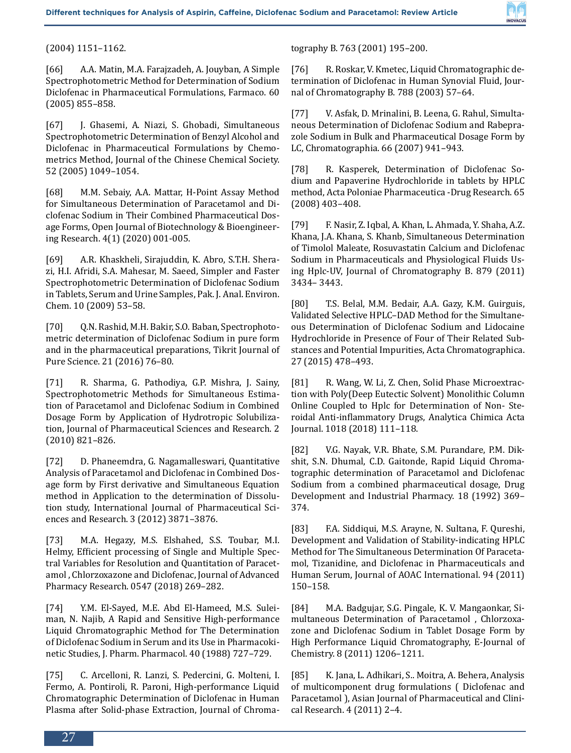(2004) 1151–1162.

[66] A.A. Matin, M.A. Farajzadeh, A. Jouyban, A Simple Spectrophotometric Method for Determination of Sodium Diclofenac in Pharmaceutical Formulations, Farmaco. 60 (2005) 855–858.

[67] J. Ghasemi, A. Niazi, S. Ghobadi, Simultaneous Spectrophotometric Determination of Benzyl Alcohol and Diclofenac in Pharmaceutical Formulations by Chemometrics Method, Journal of the Chinese Chemical Society. 52 (2005) 1049–1054.

[68] M.M. Sebaiy, A.A. Mattar, H-Point Assay Method for Simultaneous Determination of Paracetamol and Diclofenac Sodium in Their Combined Pharmaceutical Dosage Forms, Open Journal of Biotechnology & Bioengineering Research. 4(1) (2020) 001-005.

[69] A.R. Khaskheli, Sirajuddin, K. Abro, S.T.H. Sherazi, H.I. Afridi, S.A. Mahesar, M. Saeed, Simpler and Faster Spectrophotometric Determination of Diclofenac Sodium in Tablets, Serum and Urine Samples, Pak. J. Anal. Environ. Chem. 10 (2009) 53–58.

[70] Q.N. Rashid, M.H. Bakir, S.O. Baban, Spectrophotometric determination of Diclofenac Sodium in pure form and in the pharmaceutical preparations, Tikrit Journal of Pure Science. 21 (2016) 76–80.

[71] R. Sharma, G. Pathodiya, G.P. Mishra, J. Sainy, Spectrophotometric Methods for Simultaneous Estimation of Paracetamol and Diclofenac Sodium in Combined Dosage Form by Application of Hydrotropic Solubilization, Journal of Pharmaceutical Sciences and Research. 2 (2010) 821–826.

[72] D. Phaneemdra, G. Nagamalleswari, Quantitative Analysis of Paracetamol and Diclofenac in Combined Dosage form by First derivative and Simultaneous Equation method in Application to the determination of Dissolution study, International Journal of Pharmaceutical Sciences and Research. 3 (2012) 3871–3876.

[73] M.A. Hegazy, M.S. Elshahed, S.S. Toubar, M.I. Helmy, Efficient processing of Single and Multiple Spectral Variables for Resolution and Quantitation of Paracetamol , Chlorzoxazone and Diclofenac, Journal of Advanced Pharmacy Research. 0547 (2018) 269–282.

[74] Y.M. El-Sayed, M.E. Abd El-Hameed, M.S. Suleiman, N. Najib, A Rapid and Sensitive High-performance Liquid Chromatographic Method for The Determination of Diclofenac Sodium in Serum and its Use in Pharmacokinetic Studies, J. Pharm. Pharmacol. 40 (1988) 727–729.

[75] C. Arcelloni, R. Lanzi, S. Pedercini, G. Molteni, I. Fermo, A. Pontiroli, R. Paroni, High-performance Liquid Chromatographic Determination of Diclofenac in Human Plasma after Solid-phase Extraction, Journal of Chromatography B. 763 (2001) 195–200.

[76] R. Roskar, V. Kmetec, Liquid Chromatographic determination of Diclofenac in Human Synovial Fluid, Journal of Chromatography B. 788 (2003) 57–64.

[77] V. Asfak, D. Mrinalini, B. Leena, G. Rahul, Simultaneous Determination of Diclofenac Sodium and Rabeprazole Sodium in Bulk and Pharmaceutical Dosage Form by LC, Chromatographia. 66 (2007) 941–943.

[78] R. Kasperek, Determination of Diclofenac Sodium and Papaverine Hydrochloride in tablets by HPLC method, Acta Poloniae Pharmaceutica -Drug Research. 65 (2008) 403–408.

[79] F. Nasir, Z. Iqbal, A. Khan, L. Ahmada, Y. Shaha, A.Z. Khana, J.A. Khana, S. Khanb, Simultaneous Determination of Timolol Maleate, Rosuvastatin Calcium and Diclofenac Sodium in Pharmaceuticals and Physiological Fluids Using Hplc-UV, Journal of Chromatography B. 879 (2011) 3434– 3443.

[80] T.S. Belal, M.M. Bedair, A.A. Gazy, K.M. Guirguis, Validated Selective HPLC–DAD Method for the Simultaneous Determination of Diclofenac Sodium and Lidocaine Hydrochloride in Presence of Four of Their Related Substances and Potential Impurities, Acta Chromatographica. 27 (2015) 478–493.

[81] R. Wang, W. Li, Z. Chen, Solid Phase Microextraction with Poly(Deep Eutectic Solvent) Monolithic Column Online Coupled to Hplc for Determination of Non- Steroidal Anti-inflammatory Drugs, Analytica Chimica Acta Journal. 1018 (2018) 111–118.

[82] V.G. Nayak, V.R. Bhate, S.M. Purandare, P.M. Dikshit, S.N. Dhumal, C.D. Gaitonde, Rapid Liquid Chromatographic determination of Paracetamol and Diclofenac Sodium from a combined pharmaceutical dosage, Drug Development and Industrial Pharmacy. 18 (1992) 369–374.

[83] F.A. Siddiqui, M.S. Arayne, N. Sultana, F. Qureshi, Development and Validation of Stability-indicating HPLC Method for The Simultaneous Determination Of Paracetamol, Tizanidine, and Diclofenac in Pharmaceuticals and Human Serum, Journal of AOAC International. 94 (2011) 150–158.

[84] M.A. Badgujar, S.G. Pingale, K. V. Mangaonkar, Simultaneous Determination of Paracetamol , Chlorzoxazone and Diclofenac Sodium in Tablet Dosage Form by High Performance Liquid Chromatography, E-Journal of Chemistry. 8 (2011) 1206–1211.

[85] K. Jana, L. Adhikari, S.. Moitra, A. Behera, Analysis of multicomponent drug formulations ( Diclofenac and Paracetamol ), Asian Journal of Pharmaceutical and Clinical Research. 4 (2011) 2–4.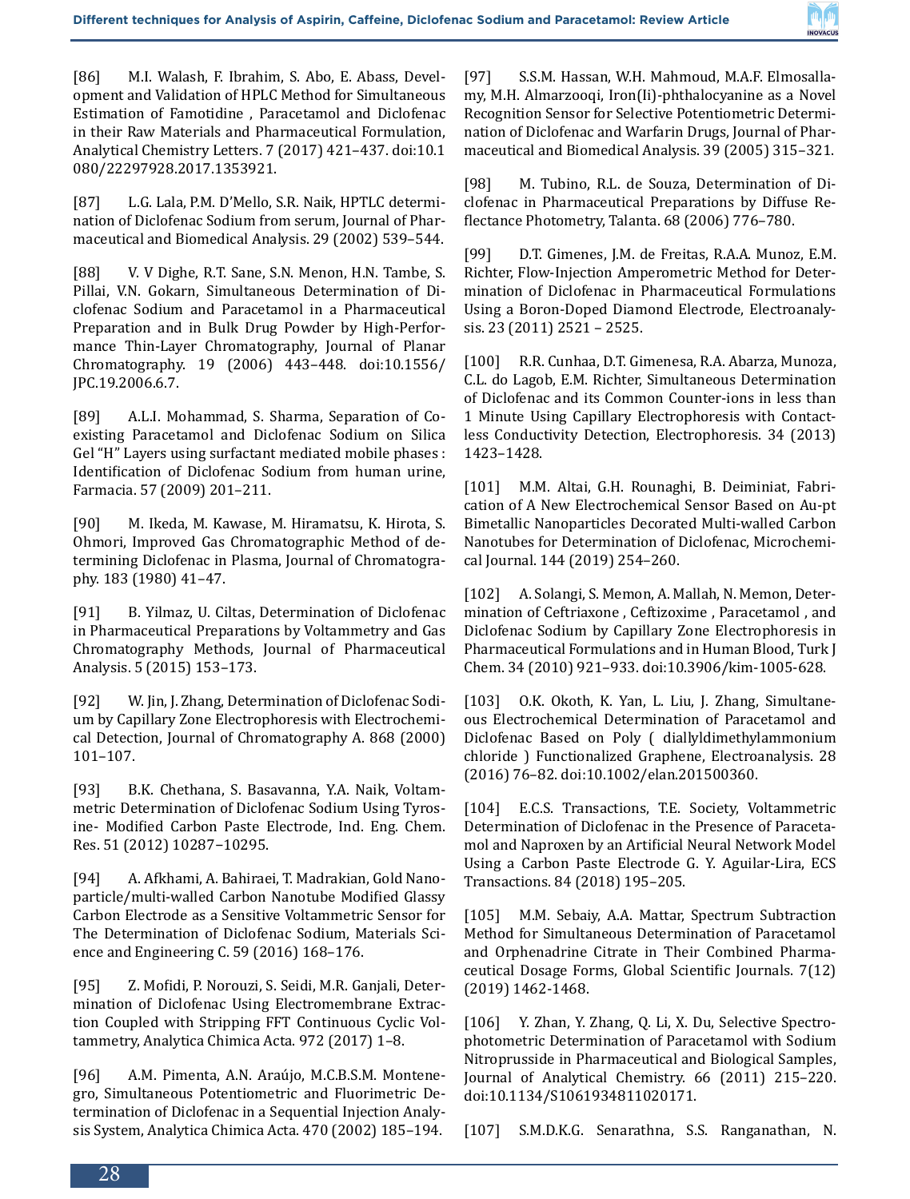[86] M.I. Walash, F. Ibrahim, S. Abo, E. Abass, Development and Validation of HPLC Method for Simultaneous Estimation of Famotidine , Paracetamol and Diclofenac in their Raw Materials and Pharmaceutical Formulation, Analytical Chemistry Letters. 7 (2017) 421–437. doi:10.1080/22297928.2017.1353921.

[87] L.G. Lala, P.M. D'Mello, S.R. Naik, HPTLC determination of Diclofenac Sodium from serum, Journal of Pharmaceutical and Biomedical Analysis. 29 (2002) 539–544.

[88] V. V Dighe, R.T. Sane, S.N. Menon, H.N. Tambe, S. Pillai, V.N. Gokarn, Simultaneous Determination of Diclofenac Sodium and Paracetamol in a Pharmaceutical Preparation and in Bulk Drug Powder by High-Performance Thin-Layer Chromatography, Journal of Planar Chromatography. 19 (2006) 443–448. doi:10.1556/JPC.19.2006.6.7.

[89] A.L.I. Mohammad, S. Sharma, Separation of Coexisting Paracetamol and Diclofenac Sodium on Silica Gel "H" Layers using surfactant mediated mobile phases : Identification of Diclofenac Sodium from human urine, Farmacia. 57 (2009) 201–211.

[90] M. Ikeda, M. Kawase, M. Hiramatsu, K. Hirota, S. Ohmori, Improved Gas Chromatographic Method of determining Diclofenac in Plasma, Journal of Chromatography. 183 (1980) 41–47.

[91] B. Yilmaz, U. Ciltas, Determination of Diclofenac in Pharmaceutical Preparations by Voltammetry and Gas Chromatography Methods, Journal of Pharmaceutical Analysis. 5 (2015) 153–173.

[92] W. Jin, J. Zhang, Determination of Diclofenac Sodium by Capillary Zone Electrophoresis with Electrochemical Detection, Journal of Chromatography A. 868 (2000) 101–107.

[93] B.K. Chethana, S. Basavanna, Y.A. Naik, Voltammetric Determination of Diclofenac Sodium Using Tyrosine- Modified Carbon Paste Electrode, Ind. Eng. Chem. Res. 51 (2012) 10287–10295.

[94] A. Afkhami, A. Bahiraei, T. Madrakian, Gold Nanoparticle/multi-walled Carbon Nanotube Modified Glassy Carbon Electrode as a Sensitive Voltammetric Sensor for The Determination of Diclofenac Sodium, Materials Science and Engineering C. 59 (2016) 168–176.

[95] Z. Mofidi, P. Norouzi, S. Seidi, M.R. Ganjali, Determination of Diclofenac Using Electromembrane Extraction Coupled with Stripping FFT Continuous Cyclic Voltammetry, Analytica Chimica Acta. 972 (2017) 1–8.

[96] A.M. Pimenta, A.N. Araújo, M.C.B.S.M. Montenegro, Simultaneous Potentiometric and Fluorimetric Determination of Diclofenac in a Sequential Injection Analysis System, Analytica Chimica Acta. 470 (2002) 185–194.

[97] S.S.M. Hassan, W.H. Mahmoud, M.A.F. Elmosallamy, M.H. Almarzooqi, Iron(Ii)-phthalocyanine as a Novel Recognition Sensor for Selective Potentiometric Determination of Diclofenac and Warfarin Drugs, Journal of Pharmaceutical and Biomedical Analysis. 39 (2005) 315–321.

[98] M. Tubino, R.L. de Souza, Determination of Diclofenac in Pharmaceutical Preparations by Diffuse Reflectance Photometry, Talanta. 68 (2006) 776–780.

[99] D.T. Gimenes, J.M. de Freitas, R.A.A. Munoz, E.M. Richter, Flow-Injection Amperometric Method for Determination of Diclofenac in Pharmaceutical Formulations Using a Boron-Doped Diamond Electrode, Electroanalysis. 23 (2011) 2521 – 2525.

[100] R.R. Cunhaa, D.T. Gimenesa, R.A. Abarza, Munoza, C.L. do Lagob, E.M. Richter, Simultaneous Determination of Diclofenac and its Common Counter-ions in less than 1 Minute Using Capillary Electrophoresis with Contactless Conductivity Detection, Electrophoresis. 34 (2013) 1423–1428.

[101] M.M. Altai, G.H. Rounaghi, B. Deiminiat, Fabrication of A New Electrochemical Sensor Based on Au-pt Bimetallic Nanoparticles Decorated Multi-walled Carbon Nanotubes for Determination of Diclofenac, Microchemical Journal. 144 (2019) 254–260.

[102] A. Solangi, S. Memon, A. Mallah, N. Memon, Determination of Ceftriaxone , Ceftizoxime , Paracetamol , and Diclofenac Sodium by Capillary Zone Electrophoresis in Pharmaceutical Formulations and in Human Blood, Turk J Chem. 34 (2010) 921–933. doi:10.3906/kim-1005-628.

[103] O.K. Okoth, K. Yan, L. Liu, J. Zhang, Simultaneous Electrochemical Determination of Paracetamol and Diclofenac Based on Poly ( diallyldimethylammonium chloride ) Functionalized Graphene, Electroanalysis. 28 (2016) 76–82. doi:10.1002/elan.201500360.

[104] E.C.S. Transactions, T.E. Society, Voltammetric Determination of Diclofenac in the Presence of Paracetamol and Naproxen by an Artificial Neural Network Model Using a Carbon Paste Electrode G. Y. Aguilar-Lira, ECS Transactions. 84 (2018) 195–205.

[105] M.M. Sebaiy, A.A. Mattar, Spectrum Subtraction Method for Simultaneous Determination of Paracetamol and Orphenadrine Citrate in Their Combined Pharmaceutical Dosage Forms, Global Scientific Journals. 7(12) (2019) 1462-1468.

[106] Y. Zhan, Y. Zhang, Q. Li, X. Du, Selective Spectrophotometric Determination of Paracetamol with Sodium Nitroprusside in Pharmaceutical and Biological Samples, Journal of Analytical Chemistry. 66 (2011) 215–220. doi:10.1134/S1061934811020171.

[107] S.M.D.K.G. Senarathna, S.S. Ranganathan, N.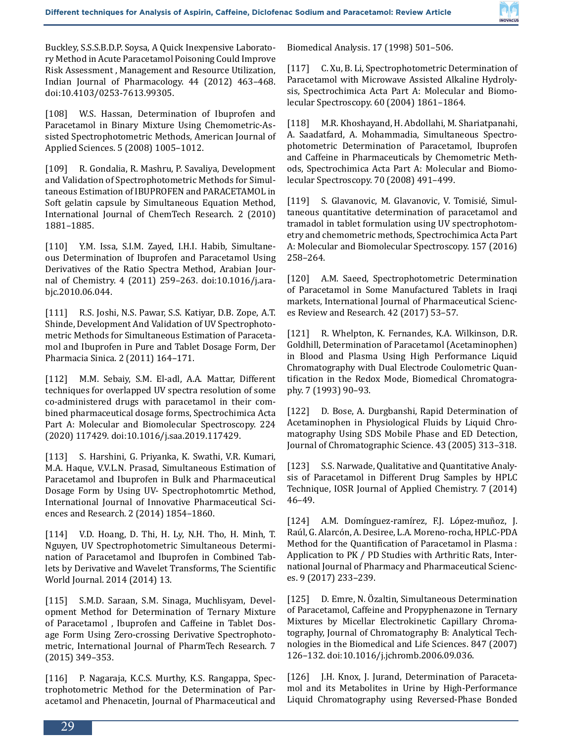Buckley, S.S.S.B.D.P. Soysa, A Quick Inexpensive Laboratory Method in Acute Paracetamol Poisoning Could Improve Risk Assessment , Management and Resource Utilization, Indian Journal of Pharmacology. 44 (2012) 463–468. doi:10.4103/0253-7613.99305.

[108] W.S. Hassan, Determination of Ibuprofen and Paracetamol in Binary Mixture Using Chemometric-Assisted Spectrophotometric Methods, American Journal of Applied Sciences. 5 (2008) 1005–1012.

[109] R. Gondalia, R. Mashru, P. Savaliya, Development and Validation of Spectrophotometric Methods for Simultaneous Estimation of IBUPROFEN and PARACETAMOL in Soft gelatin capsule by Simultaneous Equation Method, International Journal of ChemTech Research. 2 (2010) 1881–1885.

[110] Y.M. Issa, S.I.M. Zayed, I.H.I. Habib, Simultaneous Determination of Ibuprofen and Paracetamol Using Derivatives of the Ratio Spectra Method, Arabian Journal of Chemistry. 4 (2011) 259–263. doi:10.1016/j.arabjc.2010.06.044.

[111] R.S. Joshi, N.S. Pawar, S.S. Katiyar, D.B. Zope, A.T. Shinde, Development And Validation of UV Spectrophotometric Methods for Simultaneous Estimation of Paracetamol and Ibuprofen in Pure and Tablet Dosage Form, Der Pharmacia Sinica. 2 (2011) 164–171.

[112] M.M. Sebaiy, S.M. El-adl, A.A. Mattar, Different techniques for overlapped UV spectra resolution of some co-administered drugs with paracetamol in their combined pharmaceutical dosage forms, Spectrochimica Acta Part A: Molecular and Biomolecular Spectroscopy. 224 (2020) 117429. doi:10.1016/j.saa.2019.117429.

[113] S. Harshini, G. Priyanka, K. Swathi, V.R. Kumari, M.A. Haque, V.V.L.N. Prasad, Simultaneous Estimation of Paracetamol and Ibuprofen in Bulk and Pharmaceutical Dosage Form by Using UV- Spectrophotomrtic Method, International Journal of Innovative Pharmaceutical Sciences and Research. 2 (2014) 1854–1860.

[114] V.D. Hoang, D. Thi, H. Ly, N.H. Tho, H. Minh, T. Nguyen, UV Spectrophotometric Simultaneous Determination of Paracetamol and Ibuprofen in Combined Tablets by Derivative and Wavelet Transforms, The Scientific World Journal. 2014 (2014) 13.

[115] S.M.D. Saraan, S.M. Sinaga, Muchlisyam, Development Method for Determination of Ternary Mixture of Paracetamol , Ibuprofen and Caffeine in Tablet Dosage Form Using Zero-crossing Derivative Spectrophotometric, International Journal of PharmTech Research. 7 (2015) 349–353.

[116] P. Nagaraja, K.C.S. Murthy, K.S. Rangappa, Spectrophotometric Method for the Determination of Paracetamol and Phenacetin, Journal of Pharmaceutical and Biomedical Analysis. 17 (1998) 501–506.

[117] C. Xu, B. Li, Spectrophotometric Determination of Paracetamol with Microwave Assisted Alkaline Hydrolysis, Spectrochimica Acta Part A: Molecular and Biomolecular Spectroscopy. 60 (2004) 1861–1864.

[118] M.R. Khoshayand, H. Abdollahi, M. Shariatpanahi, A. Saadatfard, A. Mohammadia, Simultaneous Spectrophotometric Determination of Paracetamol, Ibuprofen and Caffeine in Pharmaceuticals by Chemometric Methods, Spectrochimica Acta Part A: Molecular and Biomolecular Spectroscopy. 70 (2008) 491–499.

[119] S. Glavanovic, M. Glavanovic, V. Tomisié, Simultaneous quantitative determination of paracetamol and tramadol in tablet formulation using UV spectrophotometry and chemometric methods, Spectrochimica Acta Part A: Molecular and Biomolecular Spectroscopy. 157 (2016) 258–264.

[120] A.M. Saeed, Spectrophotometric Determination of Paracetamol in Some Manufactured Tablets in Iraqi markets, International Journal of Pharmaceutical Sciences Review and Research. 42 (2017) 53–57.

[121] R. Whelpton, K. Fernandes, K.A. Wilkinson, D.R. Goldhill, Determination of Paracetamol (Acetaminophen) in Blood and Plasma Using High Performance Liquid Chromatography with Dual Electrode Coulometric Quantification in the Redox Mode, Biomedical Chromatography. 7 (1993) 90–93.

[122] D. Bose, A. Durgbanshi, Rapid Determination of Acetaminophen in Physiological Fluids by Liquid Chromatography Using SDS Mobile Phase and ED Detection, Journal of Chromatographic Science. 43 (2005) 313–318.

[123] S.S. Narwade, Qualitative and Quantitative Analysis of Paracetamol in Different Drug Samples by HPLC Technique, IOSR Journal of Applied Chemistry. 7 (2014) 46–49.

[124] A.M. Domínguez-ramírez, F.J. López-muñoz, J. Raúl, G. Alarcón, A. Desiree, L.A. Moreno-rocha, HPLC-PDA Method for the Quantification of Paracetamol in Plasma : Application to PK / PD Studies with Arthritic Rats, International Journal of Pharmacy and Pharmaceutical Sciences. 9 (2017) 233–239.

[125] D. Emre, N. Özaltin, Simultaneous Determination of Paracetamol, Caffeine and Propyphenazone in Ternary Mixtures by Micellar Electrokinetic Capillary Chromatography, Journal of Chromatography B: Analytical Technologies in the Biomedical and Life Sciences. 847 (2007) 126–132. doi:10.1016/j.jchromb.2006.09.036.

[126] J.H. Knox, J. Jurand, Determination of Paracetamol and its Metabolites in Urine by High-Performance Liquid Chromatography using Reversed-Phase Bonded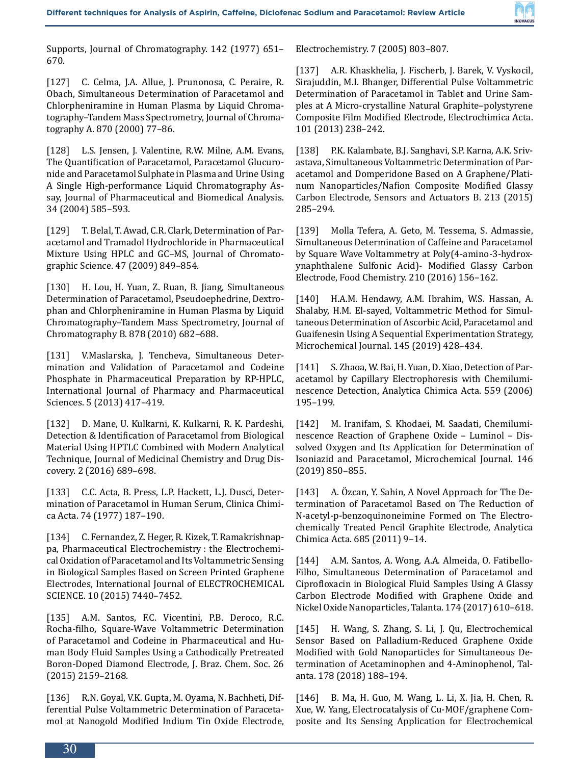Supports, Journal of Chromatography. 142 (1977) 651–670.

[127] C. Celma, J.A. Allue, J. Prunonosa, C. Peraire, R. Obach, Simultaneous Determination of Paracetamol and Chlorpheniramine in Human Plasma by Liquid Chromatography–Tandem Mass Spectrometry, Journal of Chromatography A. 870 (2000) 77–86.

[128] L.S. Jensen, J. Valentine, R.W. Milne, A.M. Evans, The Quantification of Paracetamol, Paracetamol Glucuronide and Paracetamol Sulphate in Plasma and Urine Using A Single High-performance Liquid Chromatography Assay, Journal of Pharmaceutical and Biomedical Analysis. 34 (2004) 585–593.

[129] T. Belal, T. Awad, C.R. Clark, Determination of Paracetamol and Tramadol Hydrochloride in Pharmaceutical Mixture Using HPLC and GC–MS, Journal of Chromatographic Science. 47 (2009) 849–854.

[130] H. Lou, H. Yuan, Z. Ruan, B. Jiang, Simultaneous Determination of Paracetamol, Pseudoephedrine, Dextrophan and Chlorpheniramine in Human Plasma by Liquid Chromatography–Tandem Mass Spectrometry, Journal of Chromatography B. 878 (2010) 682–688.

[131] V.Maslarska, J. Tencheva, Simultaneous Determination and Validation of Paracetamol and Codeine Phosphate in Pharmaceutical Preparation by RP-HPLC, International Journal of Pharmacy and Pharmaceutical Sciences. 5 (2013) 417–419.

[132] D. Mane, U. Kulkarni, K. Kulkarni, R. K. Pardeshi, Detection & Identification of Paracetamol from Biological Material Using HPTLC Combined with Modern Analytical Technique, Journal of Medicinal Chemistry and Drug Discovery. 2 (2016) 689–698.

[133] C.C. Acta, B. Press, L.P. Hackett, L.J. Dusci, Determination of Paracetamol in Human Serum, Clinica Chimica Acta. 74 (1977) 187–190.

[134] C. Fernandez, Z. Heger, R. Kizek, T. Ramakrishnappa, Pharmaceutical Electrochemistry : the Electrochemical Oxidation of Paracetamol and Its Voltammetric Sensing in Biological Samples Based on Screen Printed Graphene Electrodes, International Journal of ELECTROCHEMICAL SCIENCE. 10 (2015) 7440–7452.

[135] A.M. Santos, F.C. Vicentini, P.B. Deroco, R.C. Rocha-filho, Square-Wave Voltammetric Determination of Paracetamol and Codeine in Pharmaceutical and Human Body Fluid Samples Using a Cathodically Pretreated Boron-Doped Diamond Electrode, J. Braz. Chem. Soc. 26 (2015) 2159–2168.

[136] R.N. Goyal, V.K. Gupta, M. Oyama, N. Bachheti, Differential Pulse Voltammetric Determination of Paracetamol at Nanogold Modified Indium Tin Oxide Electrode, Electrochemistry. 7 (2005) 803–807.

[137] A.R. Khaskhelia, J. Fischerb, J. Barek, V. Vyskocil, Sirajuddin, M.I. Bhanger, Differential Pulse Voltammetric Determination of Paracetamol in Tablet and Urine Samples at A Micro-crystalline Natural Graphite–polystyrene Composite Film Modified Electrode, Electrochimica Acta. 101 (2013) 238–242.

[138] P.K. Kalambate, B.J. Sanghavi, S.P. Karna, A.K. Srivastava, Simultaneous Voltammetric Determination of Paracetamol and Domperidone Based on A Graphene/Platinum Nanoparticles/Nafion Composite Modified Glassy Carbon Electrode, Sensors and Actuators B. 213 (2015) 285–294.

[139] Molla Tefera, A. Geto, M. Tessema, S. Admassie, Simultaneous Determination of Caffeine and Paracetamol by Square Wave Voltammetry at Poly(4-amino-3-hydroxynaphthalene Sulfonic Acid)- Modified Glassy Carbon Electrode, Food Chemistry. 210 (2016) 156–162.

[140] H.A.M. Hendawy, A.M. Ibrahim, W.S. Hassan, A. Shalaby, H.M. El-sayed, Voltammetric Method for Simultaneous Determination of Ascorbic Acid, Paracetamol and Guaifenesin Using A Sequential Experimentation Strategy, Microchemical Journal. 145 (2019) 428–434.

[141] S. Zhaoa, W. Bai, H. Yuan, D. Xiao, Detection of Paracetamol by Capillary Electrophoresis with Chemiluminescence Detection, Analytica Chimica Acta. 559 (2006) 195–199.

[142] M. Iranifam, S. Khodaei, M. Saadati, Chemiluminescence Reaction of Graphene Oxide – Luminol – Dissolved Oxygen and Its Application for Determination of Isoniazid and Paracetamol, Microchemical Journal. 146 (2019) 850–855.

[143] A. Özcan, Y. Sahin, A Novel Approach for The Determination of Paracetamol Based on The Reduction of N-acetyl-p-benzoquinoneimine Formed on The Electrochemically Treated Pencil Graphite Electrode, Analytica Chimica Acta. 685 (2011) 9–14.

[144] A.M. Santos, A. Wong, A.A. Almeida, O. Fatibello-Filho, Simultaneous Determination of Paracetamol and Ciprofloxacin in Biological Fluid Samples Using A Glassy Carbon Electrode Modified with Graphene Oxide and Nickel Oxide Nanoparticles, Talanta. 174 (2017) 610–618.

[145] H. Wang, S. Zhang, S. Li, J. Qu, Electrochemical Sensor Based on Palladium-Reduced Graphene Oxide Modified with Gold Nanoparticles for Simultaneous Determination of Acetaminophen and 4-Aminophenol, Talanta. 178 (2018) 188–194.

[146] B. Ma, H. Guo, M. Wang, L. Li, X. Jia, H. Chen, R. Xue, W. Yang, Electrocatalysis of Cu-MOF/graphene Composite and Its Sensing Application for Electrochemical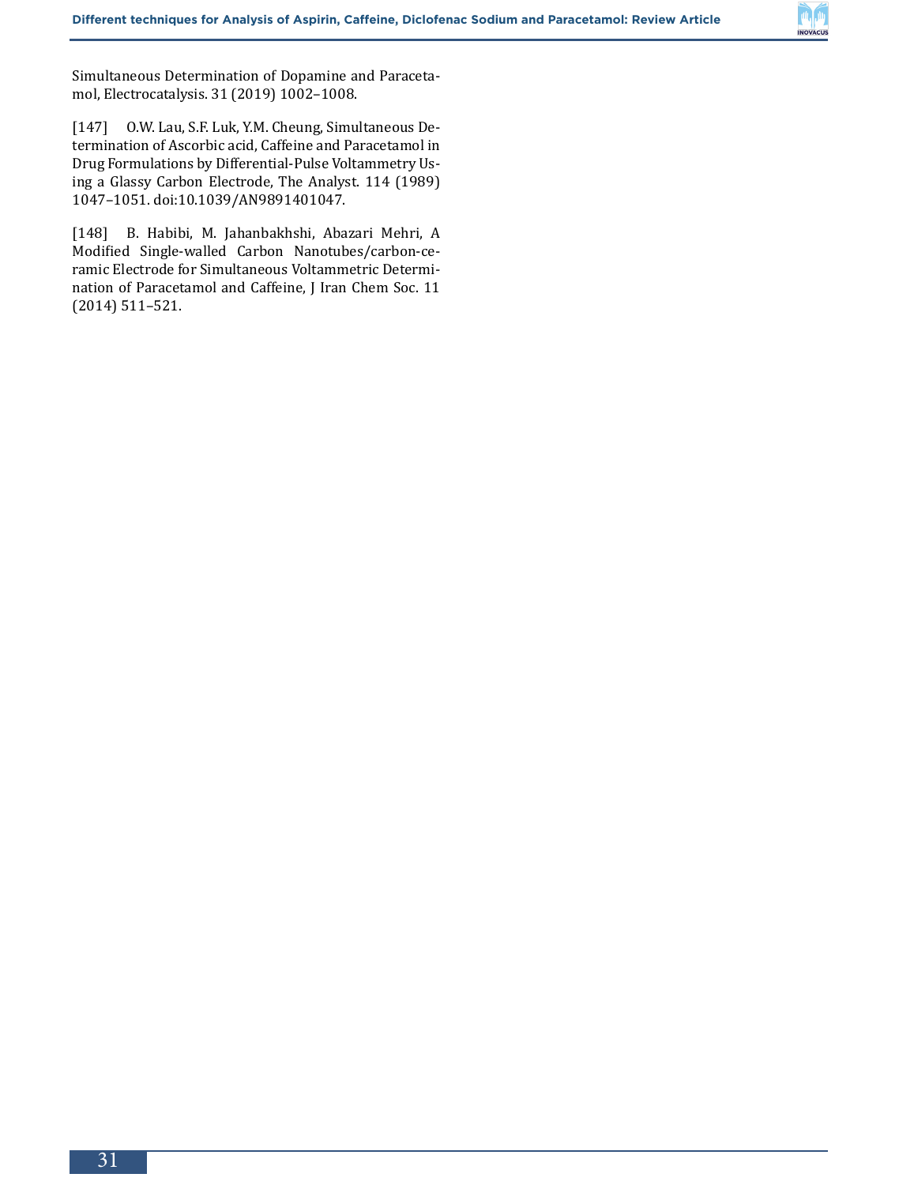Simultaneous Determination of Dopamine and Paracetamol, Electrocatalysis. 31 (2019) 1002–1008.

[147] O.W. Lau, S.F. Luk, Y.M. Cheung, Simultaneous Determination of Ascorbic acid, Caffeine and Paracetamol in Drug Formulations by Differential-Pulse Voltammetry Using a Glassy Carbon Electrode, The Analyst. 114 (1989) 1047–1051. doi:10.1039/AN9891401047.

[148] B. Habibi, M. Jahanbakhshi, Abazari Mehri, A Modified Single-walled Carbon Nanotubes/carbon-ceramic Electrode for Simultaneous Voltammetric Determination of Paracetamol and Caffeine, J Iran Chem Soc. 11 (2014) 511–521.